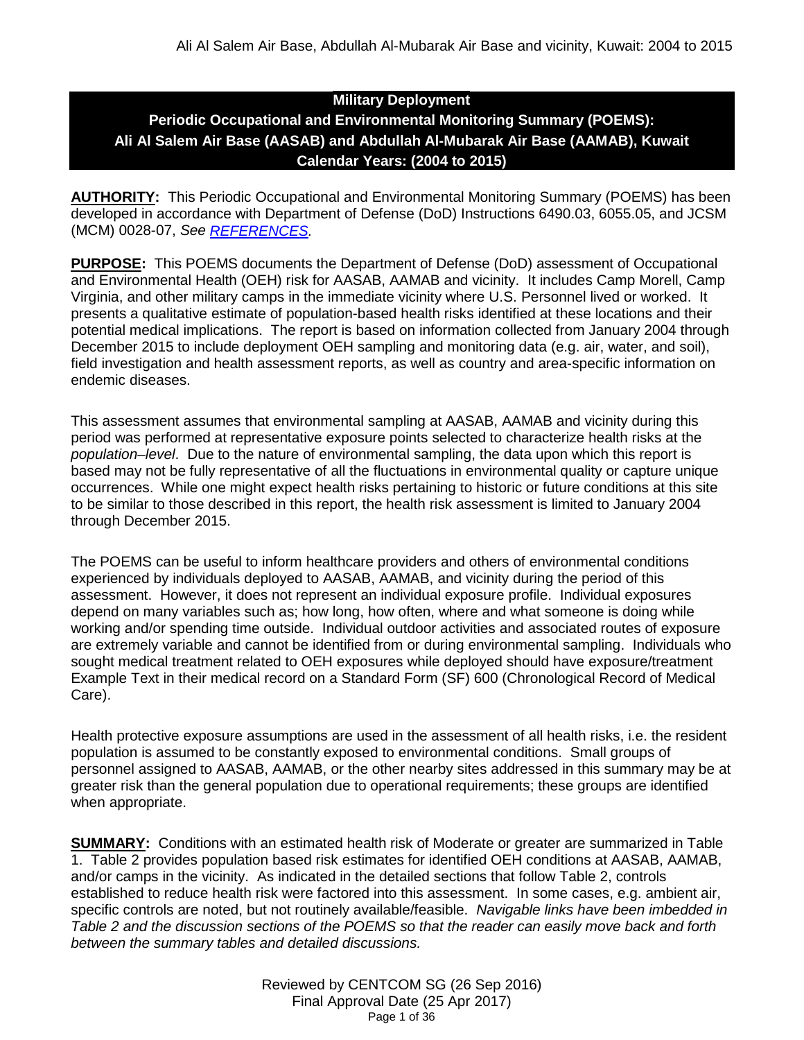# Military Deployment

## Periodic Occupational and Environmental Monitoring Summary (POEMS): Ali Al Salem Air Base (AASAB) and Abdullah Al-Mubarak Air Base (AAMAB), Kuwait Calendar Years: (2004 to 2015)

**AUTHORITY:** This Periodic Occupational and Environmental Monitoring Summary (POEMS) has been developed in accordance with Department of Defense (DoD) Instructions 6490.03, 6055.05, and JCSM (MCM) 0028-07, *See REFERENCES.*

**PURPOSE:** This POEMS documents the Department of Defense (DoD) assessment of Occupational and Environmental Health (OEH) risk for AASAB, AAMAB and vicinity. It includes Camp Morell, Camp Virginia, and other military camps in the immediate vicinity where U.S. Personnel lived or worked. It presents a qualitative estimate of population-based health risks identified at these locations and their potential medical implications. The report is based on information collected from January 2004 through December 2015 to include deployment OEH sampling and monitoring data (e.g. air, water, and soil), field investigation and health assessment reports, as well as country and area-specific information on endemic diseases.

This assessment assumes that environmental sampling at AASAB, AAMAB and vicinity during this period was performed at representative exposure points selected to characterize health risks at the *population–level*. Due to the nature of environmental sampling, the data upon which this report is based may not be fully representative of all the fluctuations in environmental quality or capture unique occurrences. While one might expect health risks pertaining to historic or future conditions at this site to be similar to those described in this report, the health risk assessment is limited to January 2004 through December 2015.

The POEMS can be useful to inform healthcare providers and others of environmental conditions experienced by individuals deployed to AASAB, AAMAB, and vicinity during the period of this assessment. However, it does not represent an individual exposure profile. Individual exposures depend on many variables such as; how long, how often, where and what someone is doing while working and/or spending time outside. Individual outdoor activities and associated routes of exposure are extremely variable and cannot be identified from or during environmental sampling. Individuals who sought medical treatment related to OEH exposures while deployed should have exposure/treatment Example Text in their medical record on a Standard Form (SF) 600 (Chronological Record of Medical Care).

Health protective exposure assumptions are used in the assessment of all health risks, i.e. the resident population is assumed to be constantly exposed to environmental conditions. Small groups of personnel assigned to AASAB, AAMAB, or the other nearby sites addressed in this summary may be at greater risk than the general population due to operational requirements; these groups are identified when appropriate.

**SUMMARY:** Conditions with an estimated health risk of Moderate or greater are summarized in Table 1. Table 2 provides population based risk estimates for identified OEH conditions at AASAB, AAMAB, and/or camps in the vicinity. As indicated in the detailed sections that follow Table 2, controls established to reduce health risk were factored into this assessment. In some cases, e.g. ambient air, specific controls are noted, but not routinely available/feasible. *Navigable links have been imbedded in Table 2 and the discussion sections of the POEMS so that the reader can easily move back and forth between the summary tables and detailed discussions.*

Reviewed by CENTCOM SG (26 Sep 2016)
Final Approval Date (25 Apr 2017)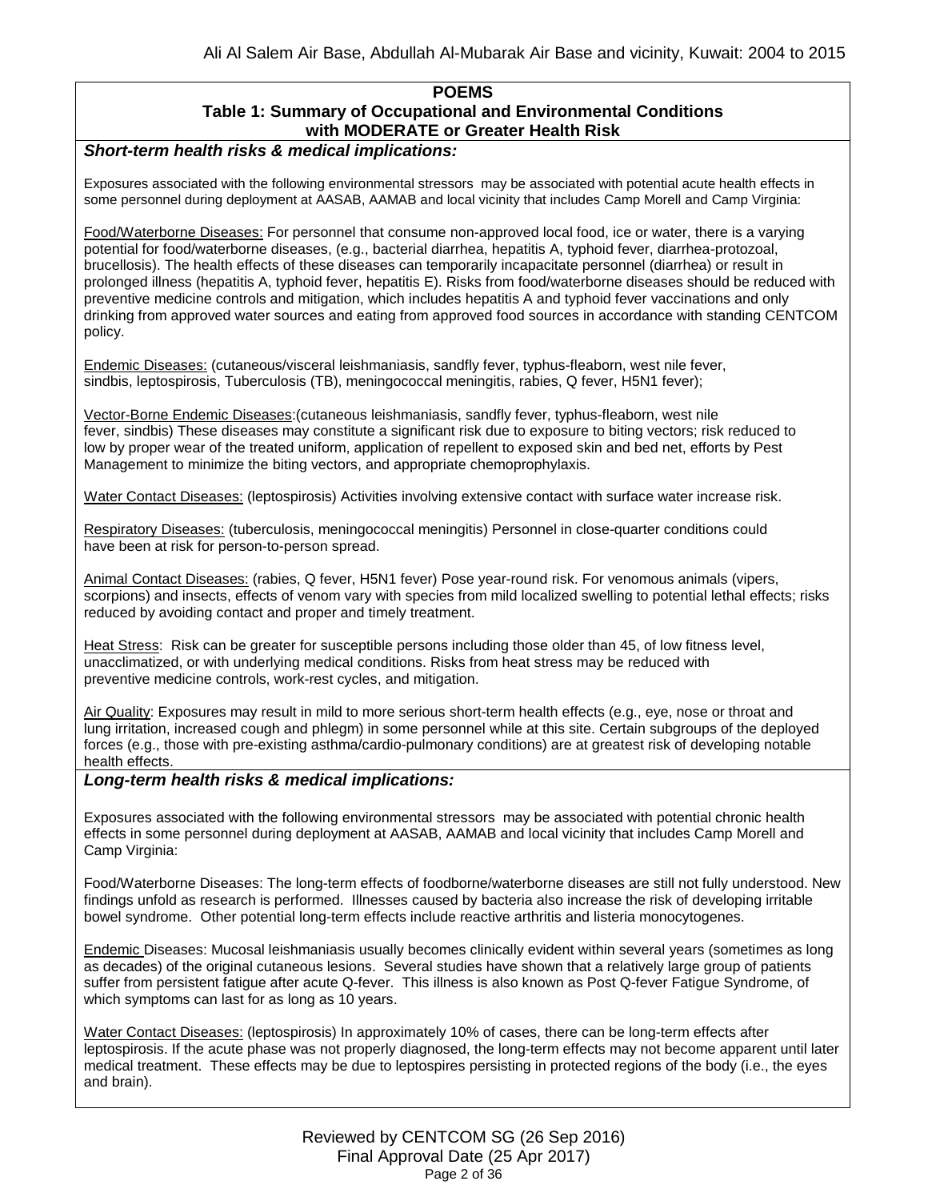## POEMS

### Table 1: Summary of Occupational and Environmental Conditions with MODERATE or Greater Health Risk

***Short-term health risks & medical implications:***

Exposures associated with the following environmental stressors may be associated with potential acute health effects in some personnel during deployment at AASAB, AAMAB and local vicinity that includes Camp Morell and Camp Virginia:

Food/Waterborne Diseases: For personnel that consume non-approved local food, ice or water, there is a varying potential for food/waterborne diseases, (e.g., bacterial diarrhea, hepatitis A, typhoid fever, diarrhea-protozoal, brucellosis). The health effects of these diseases can temporarily incapacitate personnel (diarrhea) or result in prolonged illness (hepatitis A, typhoid fever, hepatitis E). Risks from food/waterborne diseases should be reduced with preventive medicine controls and mitigation, which includes hepatitis A and typhoid fever vaccinations and only drinking from approved water sources and eating from approved food sources in accordance with standing CENTCOM policy.

Endemic Diseases: (cutaneous/visceral leishmaniasis, sandfly fever, typhus-fleaborn, west nile fever, sindbis, leptospirosis, Tuberculosis (TB), meningococcal meningitis, rabies, Q fever, H5N1 fever);

Vector-Borne Endemic Diseases:(cutaneous leishmaniasis, sandfly fever, typhus-fleaborn, west nile fever, sindbis) These diseases may constitute a significant risk due to exposure to biting vectors; risk reduced to low by proper wear of the treated uniform, application of repellent to exposed skin and bed net, efforts by Pest Management to minimize the biting vectors, and appropriate chemoprophylaxis.

Water Contact Diseases: (leptospirosis) Activities involving extensive contact with surface water increase risk.

Respiratory Diseases: (tuberculosis, meningococcal meningitis) Personnel in close-quarter conditions could have been at risk for person-to-person spread.

Animal Contact Diseases: (rabies, Q fever, H5N1 fever) Pose year-round risk. For venomous animals (vipers, scorpions) and insects, effects of venom vary with species from mild localized swelling to potential lethal effects; risks reduced by avoiding contact and proper and timely treatment.

Heat Stress: Risk can be greater for susceptible persons including those older than 45, of low fitness level, unacclimatized, or with underlying medical conditions. Risks from heat stress may be reduced with preventive medicine controls, work-rest cycles, and mitigation.

Air Quality: Exposures may result in mild to more serious short-term health effects (e.g., eye, nose or throat and lung irritation, increased cough and phlegm) in some personnel while at this site. Certain subgroups of the deployed forces (e.g., those with pre-existing asthma/cardio-pulmonary conditions) are at greatest risk of developing notable health effects.

***Long-term health risks & medical implications:***

Exposures associated with the following environmental stressors may be associated with potential chronic health effects in some personnel during deployment at AASAB, AAMAB and local vicinity that includes Camp Morell and Camp Virginia:

Food/Waterborne Diseases: The long-term effects of foodborne/waterborne diseases are still not fully understood. New findings unfold as research is performed. Illnesses caused by bacteria also increase the risk of developing irritable bowel syndrome. Other potential long-term effects include reactive arthritis and listeria monocytogenes.

Endemic Diseases: Mucosal leishmaniasis usually becomes clinically evident within several years (sometimes as long as decades) of the original cutaneous lesions. Several studies have shown that a relatively large group of patients suffer from persistent fatigue after acute Q-fever. This illness is also known as Post Q-fever Fatigue Syndrome, of which symptoms can last for as long as 10 years.

Water Contact Diseases: (leptospirosis) In approximately 10% of cases, there can be long-term effects after leptospirosis. If the acute phase was not properly diagnosed, the long-term effects may not become apparent until later medical treatment. These effects may be due to leptospires persisting in protected regions of the body (i.e., the eyes and brain).

Reviewed by CENTCOM SG (26 Sep 2016)
Final Approval Date (25 Apr 2017)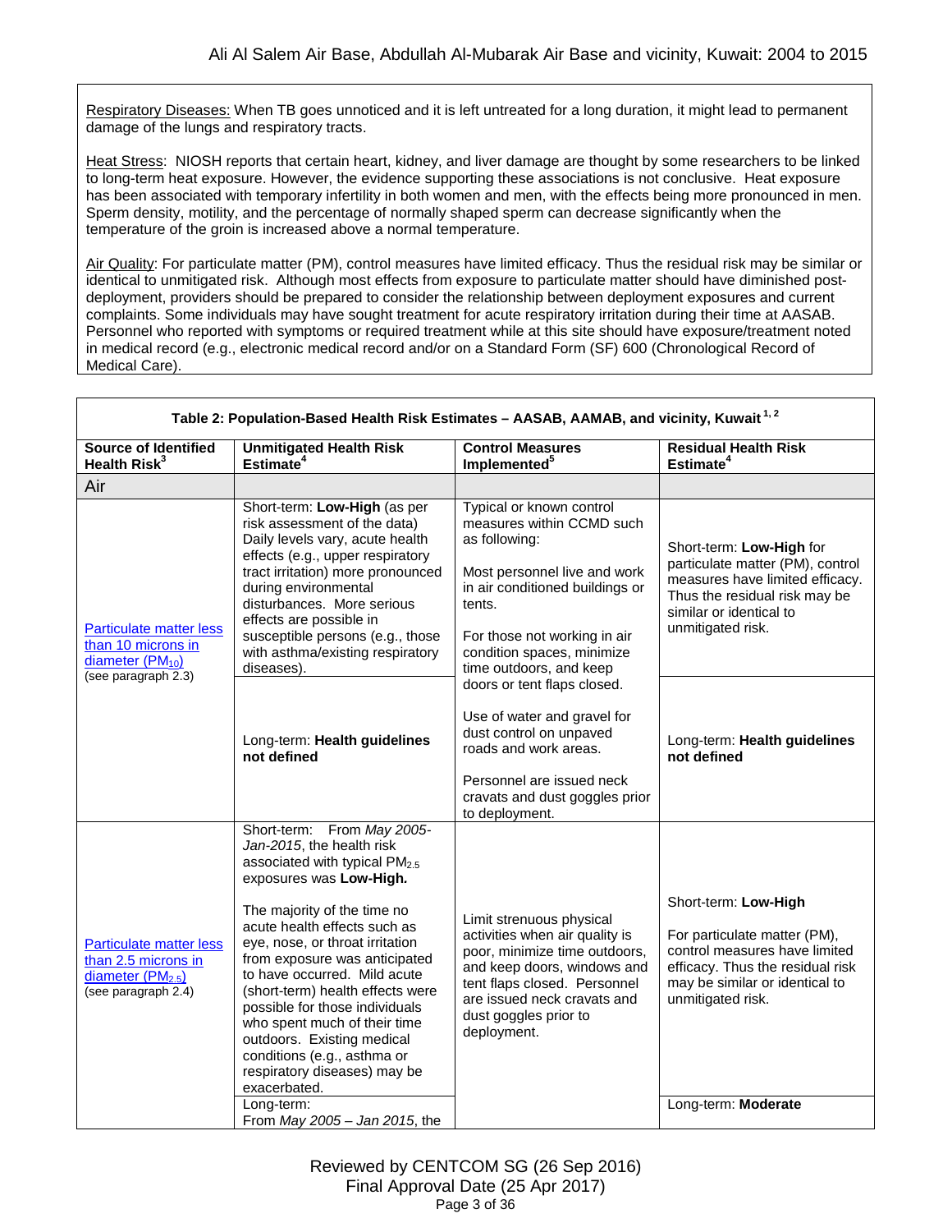Respiratory Diseases: When TB goes unnoticed and it is left untreated for a long duration, it might lead to permanent damage of the lungs and respiratory tracts.

Heat Stress: NIOSH reports that certain heart, kidney, and liver damage are thought by some researchers to be linked to long-term heat exposure. However, the evidence supporting these associations is not conclusive. Heat exposure has been associated with temporary infertility in both women and men, with the effects being more pronounced in men. Sperm density, motility, and the percentage of normally shaped sperm can decrease significantly when the temperature of the groin is increased above a normal temperature.

Air Quality: For particulate matter (PM), control measures have limited efficacy. Thus the residual risk may be similar or identical to unmitigated risk. Although most effects from exposure to particulate matter should have diminished post-deployment, providers should be prepared to consider the relationship between deployment exposures and current complaints. Some individuals may have sought treatment for acute respiratory irritation during their time at AASAB. Personnel who reported with symptoms or required treatment while at this site should have exposure/treatment noted in medical record (e.g., electronic medical record and/or on a Standard Form (SF) 600 (Chronological Record of Medical Care).

**Table 2: Population-Based Health Risk Estimates – AASAB, AAMAB, and vicinity, Kuwait [1, 2]**

| Source of Identified Health Risk[3] | Unmitigated Health Risk Estimate[4] | Control Measures Implemented[5] | Residual Health Risk Estimate[4] |
|---|---|---|---|
| Air | | | |
| Particulate matter less than 10 microns in diameter ($PM_{10}$) (see paragraph 2.3) | Short-term: **Low-High** (as per risk assessment of the data) Daily levels vary, acute health effects (e.g., upper respiratory tract irritation) more pronounced during environmental disturbances. More serious effects are possible in susceptible persons (e.g., those with asthma/existing respiratory diseases). | Typical or known control measures within CCMD such as following: Most personnel live and work in air conditioned buildings or tents. For those not working in air condition spaces, minimize time outdoors, and keep doors or tent flaps closed. Use of water and gravel for dust control on unpaved roads and work areas. Personnel are issued neck cravats and dust goggles prior to deployment. | Short-term: **Low-High** for particulate matter (PM), control measures have limited efficacy. Thus the residual risk may be similar or identical to unmitigated risk. |
| | Long-term: **Health guidelines not defined** | | Long-term: **Health guidelines not defined** |
| Particulate matter less than 2.5 microns in diameter ($PM_{2.5}$) (see paragraph 2.4) | Short-term: From *May 2005-Jan-2015*, the health risk associated with typical $PM_{2.5}$ exposures was **Low-High.** The majority of the time no acute health effects such as eye, nose, or throat irritation from exposure was anticipated to have occurred. Mild acute (short-term) health effects were possible for those individuals who spent much of their time outdoors. Existing medical conditions (e.g., asthma or respiratory diseases) may be exacerbated. | Limit strenuous physical activities when air quality is poor, minimize time outdoors, and keep doors, windows and tent flaps closed. Personnel are issued neck cravats and dust goggles prior to deployment. | Short-term: **Low-High** For particulate matter (PM), control measures have limited efficacy. Thus the residual risk may be similar or identical to unmitigated risk. |
| | Long-term: From *May 2005 – Jan 2015*, the | | Long-term: **Moderate** |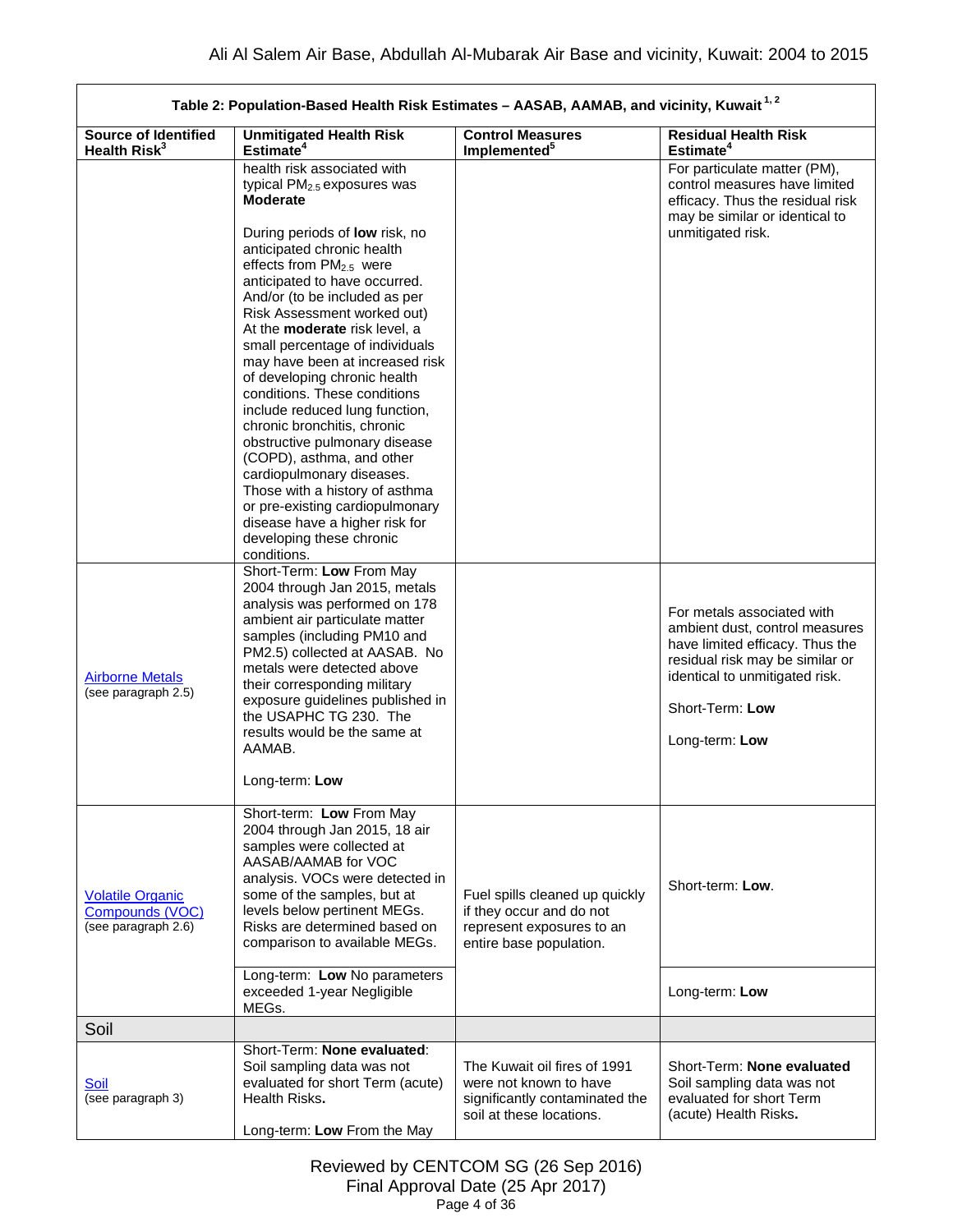| Table 2: Population-Based Health Risk Estimates – AASAB, AAMAB, and vicinity, Kuwait [1, 2] | | | |
|---|---|---|---|
| **Source of Identified Health Risk[3]** | **Unmitigated Health Risk Estimate[4]** | **Control Measures Implemented[5]** | **Residual Health Risk Estimate[4]** |
| | health risk associated with typical $PM_{2.5}$ exposures was **Moderate**<br><br>During periods of **low** risk, no anticipated chronic health effects from $PM_{2.5}$ were anticipated to have occurred. And/or (to be included as per Risk Assessment worked out) At the **moderate** risk level, a small percentage of individuals may have been at increased risk of developing chronic health conditions. These conditions include reduced lung function, chronic bronchitis, chronic obstructive pulmonary disease (COPD), asthma, and other cardiopulmonary diseases. Those with a history of asthma or pre-existing cardiopulmonary disease have a higher risk for developing these chronic conditions. | | For particulate matter (PM), control measures have limited efficacy. Thus the residual risk may be similar or identical to unmitigated risk. |
| Airborne Metals (see paragraph 2.5) | Short-Term: **Low** From May 2004 through Jan 2015, metals analysis was performed on 178 ambient air particulate matter samples (including PM10 and PM2.5) collected at AASAB. No metals were detected above their corresponding military exposure guidelines published in the USAPHC TG 230. The results would be the same at AAMAB.<br><br>Long-term: **Low** | | For metals associated with ambient dust, control measures have limited efficacy. Thus the residual risk may be similar or identical to unmitigated risk.<br><br>Short-Term: **Low**<br><br>Long-term: **Low** |
| Volatile Organic Compounds (VOC) (see paragraph 2.6) | Short-term: **Low** From May 2004 through Jan 2015, 18 air samples were collected at AASAB/AAMAB for VOC analysis. VOCs were detected in some of the samples, but at levels below pertinent MEGs. Risks are determined based on comparison to available MEGs. | Fuel spills cleaned up quickly if they occur and do not represent exposures to an entire base population. | Short-term: **Low**. |
| | Long-term: **Low** No parameters exceeded 1-year Negligible MEGs. | | Long-term: **Low** |
| Soil | | | |
| Soil (see paragraph 3) | Short-Term: **None evaluated**: Soil sampling data was not evaluated for short Term (acute) Health Risks**.**<br><br>Long-term: **Low** From the May | The Kuwait oil fires of 1991 were not known to have significantly contaminated the soil at these locations. | Short-Term: **None evaluated** Soil sampling data was not evaluated for short Term (acute) Health Risks**.** |

Reviewed by CENTCOM SG (26 Sep 2016)
Final Approval Date (25 Apr 2017)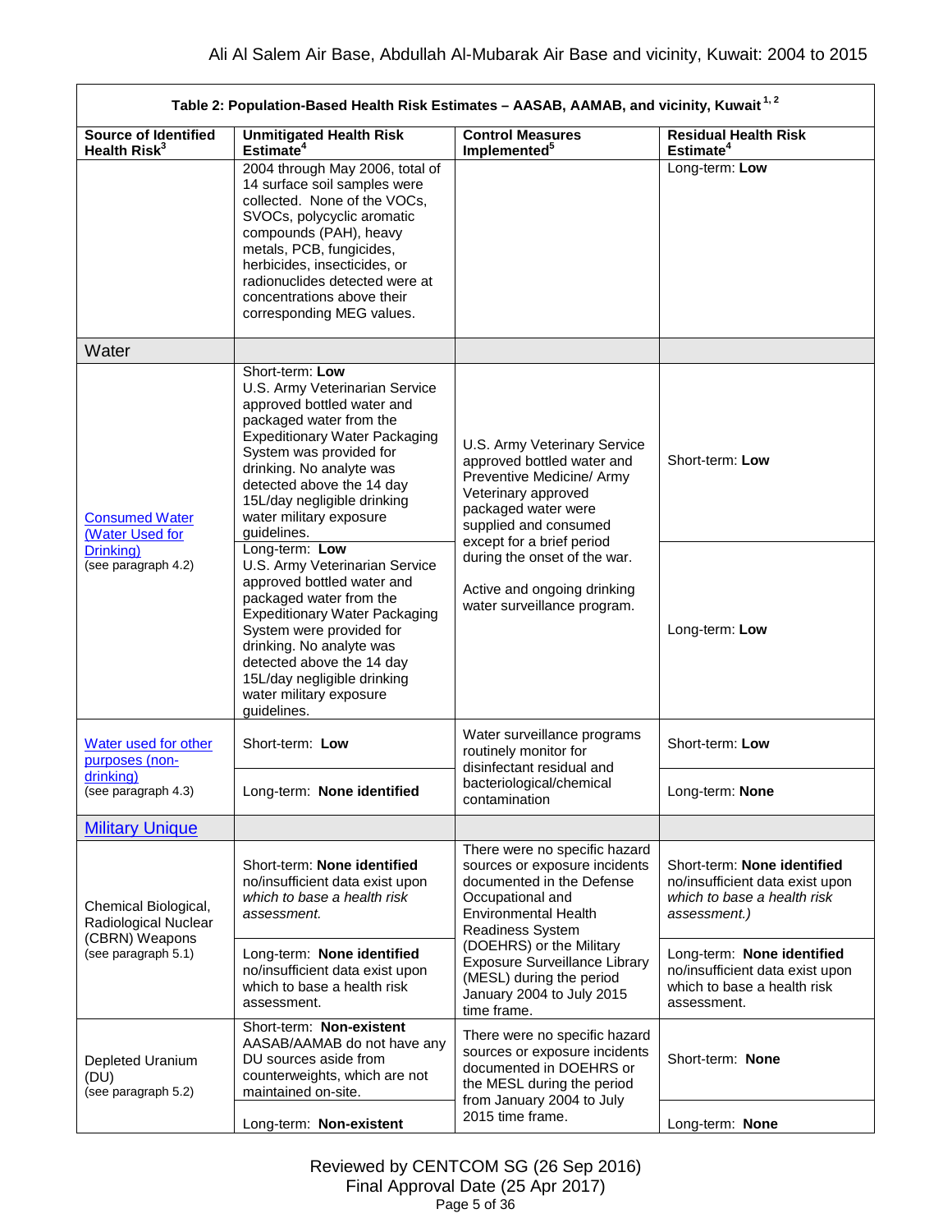| Table 2: Population-Based Health Risk Estimates – AASAB, AAMAB, and vicinity, Kuwait [1, 2] | | | |
|---|---|---|---|
| **Source of Identified Health Risk[3]** | **Unmitigated Health Risk Estimate[4]** | **Control Measures Implemented[5]** | **Residual Health Risk Estimate[4]** |
| | 2004 through May 2006, total of 14 surface soil samples were collected. None of the VOCs, SVOCs, polycyclic aromatic compounds (PAH), heavy metals, PCB, fungicides, herbicides, insecticides, or radionuclides detected were at concentrations above their corresponding MEG values. | | Long-term: **Low** |
| Water | | | |
| Consumed Water (Water Used for Drinking) (see paragraph 4.2) | Short-term: **Low** U.S. Army Veterinarian Service approved bottled water and packaged water from the Expeditionary Water Packaging System was provided for drinking. No analyte was detected above the 14 day 15L/day negligible drinking water military exposure guidelines. | U.S. Army Veterinary Service approved bottled water and Preventive Medicine/ Army Veterinary approved packaged water were supplied and consumed except for a brief period during the onset of the war. Active and ongoing drinking water surveillance program. | Short-term: **Low** |
| | Long-term: **Low** U.S. Army Veterinarian Service approved bottled water and packaged water from the Expeditionary Water Packaging System were provided for drinking. No analyte was detected above the 14 day 15L/day negligible drinking water military exposure guidelines. | | Long-term: **Low** |
| Water used for other purposes (non-drinking) (see paragraph 4.3) | Short-term: **Low** | Water surveillance programs routinely monitor for disinfectant residual and bacteriological/chemical contamination | Short-term: **Low** |
| | Long-term: **None identified** | | Long-term: **None** |
| Military Unique | | | |
| Chemical Biological, Radiological Nuclear (CBRN) Weapons (see paragraph 5.1) | Short-term: **None identified** no/insufficient data exist upon *which to base a health risk assessment.* | There were no specific hazard sources or exposure incidents documented in the Defense Occupational and Environmental Health Readiness System (DOEHRS) or the Military Exposure Surveillance Library (MESL) during the period January 2004 to July 2015 time frame. | Short-term: **None identified** no/insufficient data exist upon *which to base a health risk assessment.)* |
| | Long-term: **None identified** no/insufficient data exist upon which to base a health risk assessment. | | Long-term: **None identified** no/insufficient data exist upon which to base a health risk assessment. |
| Depleted Uranium (DU) (see paragraph 5.2) | Short-term: **Non-existent** AASAB/AAMAB do not have any DU sources aside from counterweights, which are not maintained on-site. | There were no specific hazard sources or exposure incidents documented in DOEHRS or the MESL during the period from January 2004 to July 2015 time frame. | Short-term: **None** |
| | Long-term: **Non-existent** | | Long-term: **None** |

Reviewed by CENTCOM SG (26 Sep 2016)
Final Approval Date (25 Apr 2017)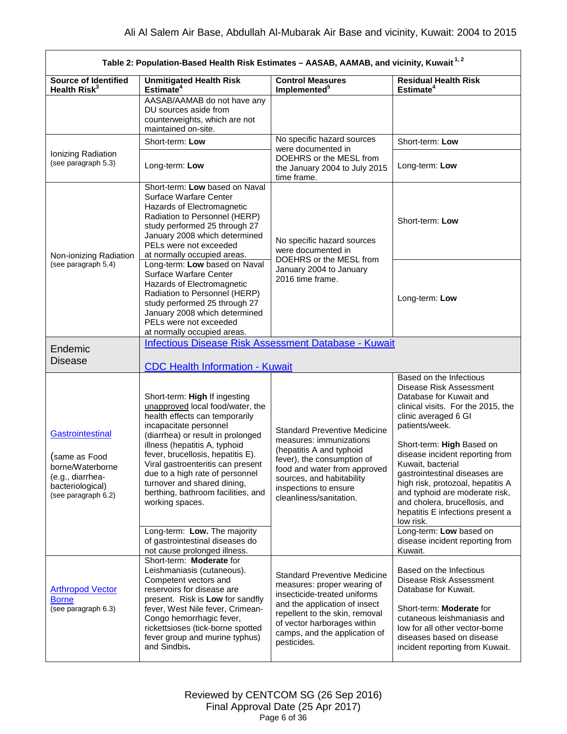| Table 2: Population-Based Health Risk Estimates – AASAB, AAMAB, and vicinity, Kuwait [1, 2] | | | |
|---|---|---|---|
| **Source of Identified Health Risk[3]** | **Unmitigated Health Risk Estimate[4]** | **Control Measures Implemented[5]** | **Residual Health Risk Estimate[4]** |
| | AASAB/AAMAB do not have any DU sources aside from counterweights, which are not maintained on-site. | | |
| Ionizing Radiation (see paragraph 5.3) | Short-term: **Low** | No specific hazard sources were documented in DOEHRS or the MESL from the January 2004 to July 2015 time frame. | Short-term: **Low** |
| | Long-term: **Low** | | Long-term: **Low** |
| Non-ionizing Radiation (see paragraph 5.4) | Short-term: **Low** based on Naval Surface Warfare Center Hazards of Electromagnetic Radiation to Personnel (HERP) study performed 25 through 27 January 2008 which determined PELs were not exceeded at normally occupied areas. | No specific hazard sources were documented in DOEHRS or the MESL from January 2004 to January 2016 time frame. | Short-term: **Low** |
| | Long-term: **Low** based on Naval Surface Warfare Center Hazards of Electromagnetic Radiation to Personnel (HERP) study performed 25 through 27 January 2008 which determined PELs were not exceeded at normally occupied areas. | | Long-term: **Low** |
| Endemic Disease | [Infectious Disease Risk Assessment Database - Kuwait]<br><br>[CDC Health Information - Kuwait] | | |
| [Gastrointestinal]<br><br>(same as Food borne/Waterborne (e.g., diarrhea-bacteriological) (see paragraph 6.2) | Short-term: **High** If ingesting unapproved local food/water, the health effects can temporarily incapacitate personnel (diarrhea) or result in prolonged illness (hepatitis A, typhoid fever, brucellosis, hepatitis E). Viral gastroenteritis can present due to a high rate of personnel turnover and shared dining, berthing, bathroom facilities, and working spaces. | Standard Preventive Medicine measures: immunizations (hepatitis A and typhoid fever), the consumption of food and water from approved sources, and habitability inspections to ensure cleanliness/sanitation. | Based on the Infectious Disease Risk Assessment Database for Kuwait and clinical visits. For the 2015, the clinic averaged 6 GI patients/week.<br><br>Short-term: **High** Based on disease incident reporting from Kuwait, bacterial gastrointestinal diseases are high risk, protozoal, hepatitis A and typhoid are moderate risk, and cholera, brucellosis, and hepatitis E infections present a low risk. |
| | Long-term: **Low.** The majority of gastrointestinal diseases do not cause prolonged illness. | | Long-term: **Low** based on disease incident reporting from Kuwait. |
| [Arthropod Vector Borne] (see paragraph 6.3) | Short-term: **Moderate** for Leishmaniasis (cutaneous). Competent vectors and reservoirs for disease are present. Risk is **Low** for sandfly fever, West Nile fever, Crimean-Congo hemorrhagic fever, rickettsioses (tick-borne spotted fever group and murine typhus) and Sindbis**.** | Standard Preventive Medicine measures: proper wearing of insecticide-treated uniforms and the application of insect repellent to the skin, removal of vector harborages within camps, and the application of pesticides. | Based on the Infectious Disease Risk Assessment Database for Kuwait.<br><br>Short-term: **Moderate** for cutaneous leishmaniasis and low for all other vector-borne diseases based on disease incident reporting from Kuwait. |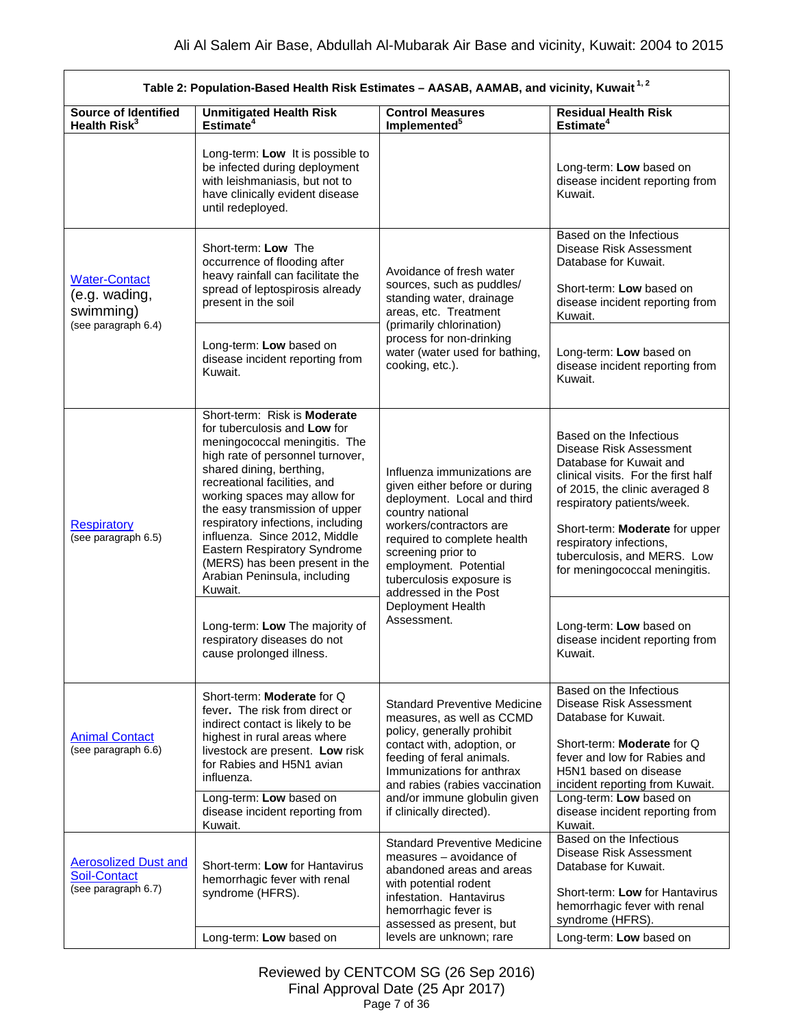| Table 2: Population-Based Health Risk Estimates – AASAB, AAMAB, and vicinity, Kuwait [1, 2] | | | |
|---|---|---|---|
| **Source of Identified Health Risk[3]** | **Unmitigated Health Risk Estimate[4]** | **Control Measures Implemented[5]** | **Residual Health Risk Estimate[4]** |
| | Long-term: **Low** It is possible to be infected during deployment with leishmaniasis, but not to have clinically evident disease until redeployed. | | Long-term: **Low** based on disease incident reporting from Kuwait. |
| Water-Contact (e.g. wading, swimming) (see paragraph 6.4) | Short-term: **Low** The occurrence of flooding after heavy rainfall can facilitate the spread of leptospirosis already present in the soil | Avoidance of fresh water sources, such as puddles/ standing water, drainage areas, etc. Treatment (primarily chlorination) process for non-drinking water (water used for bathing, cooking, etc.). | Based on the Infectious Disease Risk Assessment Database for Kuwait. Short-term: **Low** based on disease incident reporting from Kuwait. |
| | Long-term: **Low** based on disease incident reporting from Kuwait. | | Long-term: **Low** based on disease incident reporting from Kuwait. |
| Respiratory (see paragraph 6.5) | Short-term: Risk is **Moderate** for tuberculosis and **Low** for meningococcal meningitis. The high rate of personnel turnover, shared dining, berthing, recreational facilities, and working spaces may allow for the easy transmission of upper respiratory infections, including influenza. Since 2012, Middle Eastern Respiratory Syndrome (MERS) has been present in the Arabian Peninsula, including Kuwait. | Influenza immunizations are given either before or during deployment. Local and third country national workers/contractors are required to complete health screening prior to employment. Potential tuberculosis exposure is addressed in the Post Deployment Health Assessment. | Based on the Infectious Disease Risk Assessment Database for Kuwait and clinical visits. For the first half of 2015, the clinic averaged 8 respiratory patients/week. Short-term: **Moderate** for upper respiratory infections, tuberculosis, and MERS. Low for meningococcal meningitis. |
| | Long-term: **Low** The majority of respiratory diseases do not cause prolonged illness. | | Long-term: **Low** based on disease incident reporting from Kuwait. |
| Animal Contact (see paragraph 6.6) | Short-term: **Moderate** for Q fever**.** The risk from direct or indirect contact is likely to be highest in rural areas where livestock are present. **Low** risk for Rabies and H5N1 avian influenza. | Standard Preventive Medicine measures, as well as CCMD policy, generally prohibit contact with, adoption, or feeding of feral animals. Immunizations for anthrax and rabies (rabies vaccination and/or immune globulin given if clinically directed). | Based on the Infectious Disease Risk Assessment Database for Kuwait. Short-term: **Moderate** for Q fever and low for Rabies and H5N1 based on disease incident reporting from Kuwait. |
| | Long-term: **Low** based on disease incident reporting from Kuwait. | | Long-term: **Low** based on disease incident reporting from Kuwait. |
| Aerosolized Dust and Soil-Contact (see paragraph 6.7) | Short-term: **Low** for Hantavirus hemorrhagic fever with renal syndrome (HFRS). | Standard Preventive Medicine measures – avoidance of abandoned areas and areas with potential rodent infestation. Hantavirus hemorrhagic fever is assessed as present, but levels are unknown; rare | Based on the Infectious Disease Risk Assessment Database for Kuwait. Short-term: **Low** for Hantavirus hemorrhagic fever with renal syndrome (HFRS). |
| | Long-term: **Low** based on | | Long-term: **Low** based on |

Reviewed by CENTCOM SG (26 Sep 2016)
Final Approval Date (25 Apr 2017)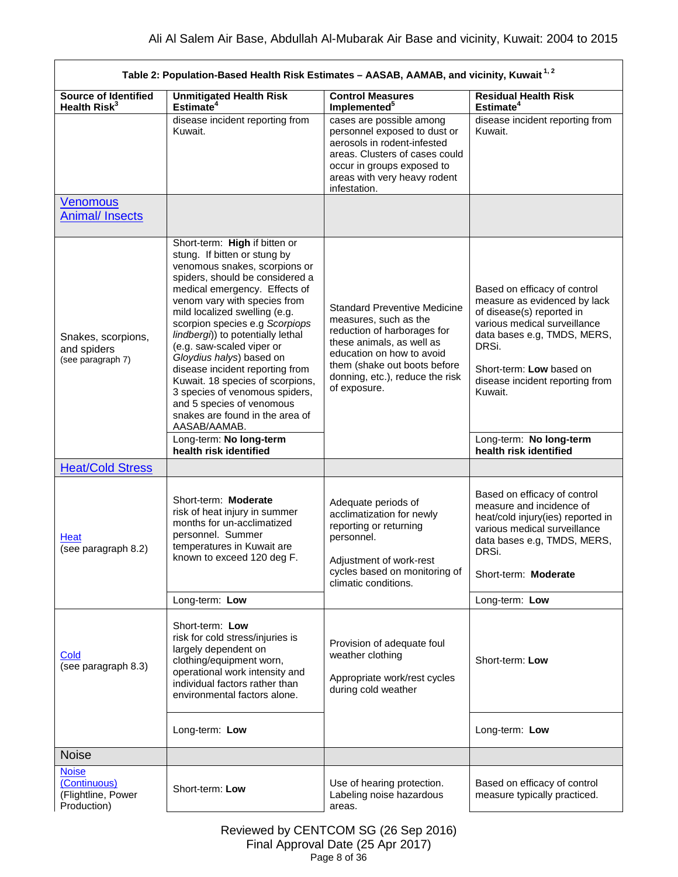| Table 2: Population-Based Health Risk Estimates – AASAB, AAMAB, and vicinity, Kuwait [1, 2] | | | |
|---|---|---|---|
| **Source of Identified Health Risk[3]** | **Unmitigated Health Risk Estimate[4]** | **Control Measures Implemented[5]** | **Residual Health Risk Estimate[4]** |
| | disease incident reporting from Kuwait. | cases are possible among personnel exposed to dust or aerosols in rodent-infested areas. Clusters of cases could occur in groups exposed to areas with very heavy rodent infestation. | disease incident reporting from Kuwait. |
| Venomous Animal/ Insects | | | |
| Snakes, scorpions, and spiders (see paragraph 7) | Short-term: **High** if bitten or stung. If bitten or stung by venomous snakes, scorpions or spiders, should be considered a medical emergency. Effects of venom vary with species from mild localized swelling (e.g. scorpion species e.g *Scorpiops lindbergi*)) to potentially lethal (e.g. saw-scaled viper or *Gloydius halys*) based on disease incident reporting from Kuwait. 18 species of scorpions, 3 species of venomous spiders, and 5 species of venomous snakes are found in the area of AASAB/AAMAB. | Standard Preventive Medicine measures, such as the reduction of harborages for these animals, as well as education on how to avoid them (shake out boots before donning, etc.), reduce the risk of exposure. | Based on efficacy of control measure as evidenced by lack of disease(s) reported in various medical surveillance data bases e.g, TMDS, MERS, DRSi. Short-term: **Low** based on disease incident reporting from Kuwait. |
| | Long-term: **No long-term health risk identified** | | Long-term: **No long-term health risk identified** |
| Heat/Cold Stress | | | |
| Heat (see paragraph 8.2) | Short-term: **Moderate** risk of heat injury in summer months for un-acclimatized personnel. Summer temperatures in Kuwait are known to exceed 120 deg F. | Adequate periods of acclimatization for newly reporting or returning personnel. Adjustment of work-rest cycles based on monitoring of climatic conditions. | Based on efficacy of control measure and incidence of heat/cold injury(ies) reported in various medical surveillance data bases e.g, TMDS, MERS, DRSi. Short-term: **Moderate** |
| | Long-term: **Low** | | Long-term: **Low** |
| Cold (see paragraph 8.3) | Short-term: **Low** risk for cold stress/injuries is largely dependent on clothing/equipment worn, operational work intensity and individual factors rather than environmental factors alone. | Provision of adequate foul weather clothing Appropriate work/rest cycles during cold weather | Short-term: **Low** |
| | Long-term: **Low** | | Long-term: **Low** |
| Noise | | | |
| Noise (Continuous) (Flightline, Power Production) | Short-term: **Low** | Use of hearing protection. Labeling noise hazardous areas. | Based on efficacy of control measure typically practiced. |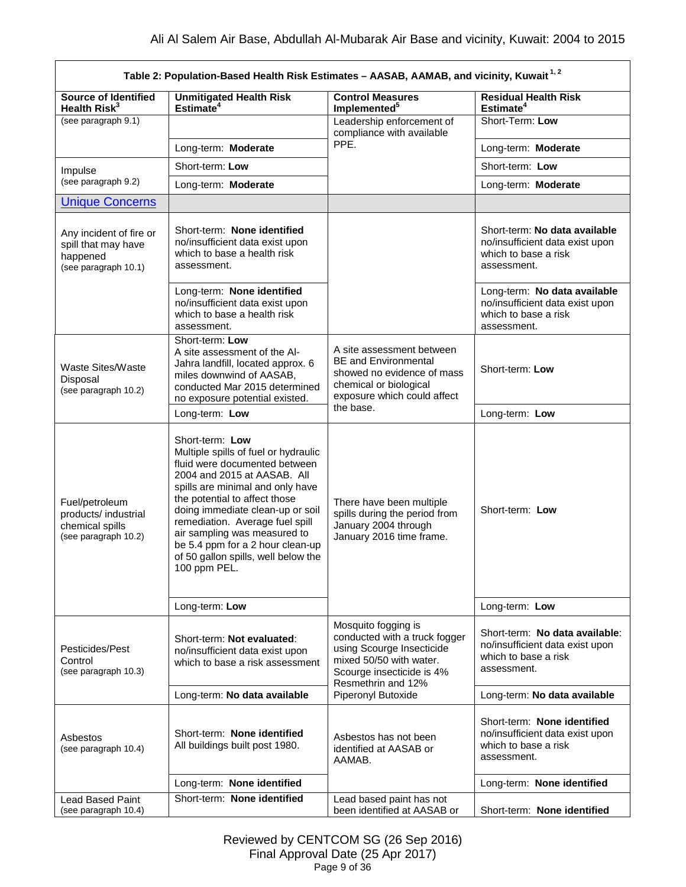**Table 2: Population-Based Health Risk Estimates – AASAB, AAMAB, and vicinity, Kuwait [1, 2]**

| Source of Identified Health Risk[3] | Unmitigated Health Risk Estimate[4] | Control Measures Implemented[5] | Residual Health Risk Estimate[4] |
|---|---|---|---|
| (see paragraph 9.1) | | Leadership enforcement of compliance with available PPE. | Short-Term: **Low** |
| | Long-term: **Moderate** | | Long-term: **Moderate** |
| Impulse (see paragraph 9.2) | Short-term: **Low** | | Short-term: **Low** |
| | Long-term: **Moderate** | | Long-term: **Moderate** |
| Unique Concerns | | | |
| Any incident of fire or spill that may have happened (see paragraph 10.1) | Short-term: **None identified** no/insufficient data exist upon which to base a health risk assessment. | | Short-term: **No data available** no/insufficient data exist upon which to base a risk assessment. |
| | Long-term: **None identified** no/insufficient data exist upon which to base a health risk assessment. | | Long-term: **No data available** no/insufficient data exist upon which to base a risk assessment. |
| Waste Sites/Waste Disposal (see paragraph 10.2) | Short-term: **Low** A site assessment of the Al-Jahra landfill, located approx. 6 miles downwind of AASAB, conducted Mar 2015 determined no exposure potential existed. | A site assessment between BE and Environmental showed no evidence of mass chemical or biological exposure which could affect the base. | Short-term: **Low** |
| | Long-term: **Low** | | Long-term: **Low** |
| Fuel/petroleum products/ industrial chemical spills (see paragraph 10.2) | Short-term: **Low** Multiple spills of fuel or hydraulic fluid were documented between 2004 and 2015 at AASAB. All spills are minimal and only have the potential to affect those doing immediate clean-up or soil remediation. Average fuel spill air sampling was measured to be 5.4 ppm for a 2 hour clean-up of 50 gallon spills, well below the 100 ppm PEL. | There have been multiple spills during the period from January 2004 through January 2016 time frame. | Short-term: **Low** |
| | Long-term: **Low** | | Long-term: **Low** |
| Pesticides/Pest Control (see paragraph 10.3) | Short-term: **Not evaluated**: no/insufficient data exist upon which to base a risk assessment | Mosquito fogging is conducted with a truck fogger using Scourge Insecticide mixed 50/50 with water. Scourge insecticide is 4% Resmethrin and 12% Piperonyl Butoxide | Short-term: **No data available**: no/insufficient data exist upon which to base a risk assessment. |
| | Long-term: **No data available** | | Long-term: **No data available** |
| Asbestos (see paragraph 10.4) | Short-term: **None identified** All buildings built post 1980. | Asbestos has not been identified at AASAB or AAMAB. | Short-term: **None identified** no/insufficient data exist upon which to base a risk assessment. |
| | Long-term: **None identified** | | Long-term: **None identified** |
| Lead Based Paint (see paragraph 10.4) | Short-term: **None identified** | Lead based paint has not been identified at AASAB or | Short-term: **None identified** |

Reviewed by CENTCOM SG (26 Sep 2016)
Final Approval Date (25 Apr 2017)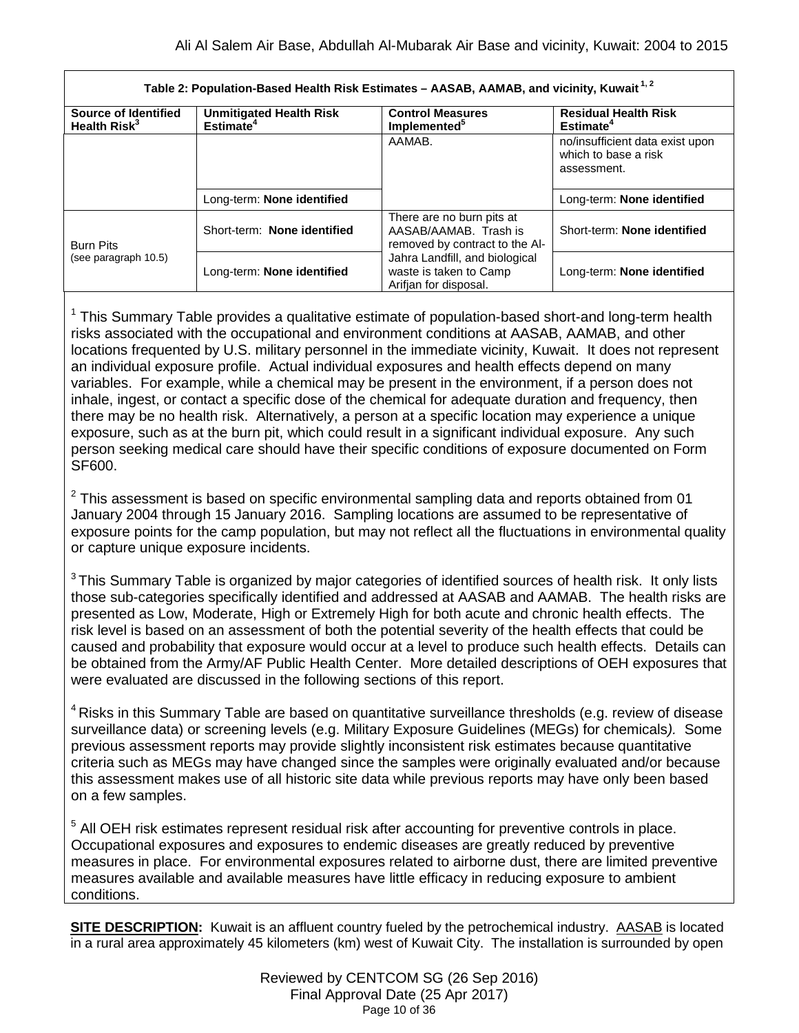| Table 2: Population-Based Health Risk Estimates – AASAB, AAMAB, and vicinity, Kuwait [1, 2] | | | |
|---|---|---|---|
| **Source of Identified Health Risk[3]** | **Unmitigated Health Risk Estimate[4]** | **Control Measures Implemented[5]** | **Residual Health Risk Estimate[4]** |
| | | AAMAB. | no/insufficient data exist upon which to base a risk assessment. |
| | Long-term: **None identified** | | Long-term: **None identified** |
| Burn Pits (see paragraph 10.5) | Short-term: **None identified** | There are no burn pits at AASAB/AAMAB. Trash is removed by contract to the Al-Jahra Landfill, and biological waste is taken to Camp Arifjan for disposal. | Short-term: **None identified** |
| | Long-term: **None identified** | | Long-term: **None identified** |

[1] This Summary Table provides a qualitative estimate of population-based short-and long-term health risks associated with the occupational and environment conditions at AASAB, AAMAB, and other locations frequented by U.S. military personnel in the immediate vicinity, Kuwait. It does not represent an individual exposure profile. Actual individual exposures and health effects depend on many variables. For example, while a chemical may be present in the environment, if a person does not inhale, ingest, or contact a specific dose of the chemical for adequate duration and frequency, then there may be no health risk. Alternatively, a person at a specific location may experience a unique exposure, such as at the burn pit, which could result in a significant individual exposure. Any such person seeking medical care should have their specific conditions of exposure documented on Form SF600.

[2] This assessment is based on specific environmental sampling data and reports obtained from 01 January 2004 through 15 January 2016. Sampling locations are assumed to be representative of exposure points for the camp population, but may not reflect all the fluctuations in environmental quality or capture unique exposure incidents.

[3] This Summary Table is organized by major categories of identified sources of health risk. It only lists those sub-categories specifically identified and addressed at AASAB and AAMAB. The health risks are presented as Low, Moderate, High or Extremely High for both acute and chronic health effects. The risk level is based on an assessment of both the potential severity of the health effects that could be caused and probability that exposure would occur at a level to produce such health effects. Details can be obtained from the Army/AF Public Health Center. More detailed descriptions of OEH exposures that were evaluated are discussed in the following sections of this report.

[4] Risks in this Summary Table are based on quantitative surveillance thresholds (e.g. review of disease surveillance data) or screening levels (e.g. Military Exposure Guidelines (MEGs) for chemicals*).* Some previous assessment reports may provide slightly inconsistent risk estimates because quantitative criteria such as MEGs may have changed since the samples were originally evaluated and/or because this assessment makes use of all historic site data while previous reports may have only been based on a few samples.

[5] All OEH risk estimates represent residual risk after accounting for preventive controls in place. Occupational exposures and exposures to endemic diseases are greatly reduced by preventive measures in place. For environmental exposures related to airborne dust, there are limited preventive measures available and available measures have little efficacy in reducing exposure to ambient conditions.

**SITE DESCRIPTION:** Kuwait is an affluent country fueled by the petrochemical industry. AASAB is located in a rural area approximately 45 kilometers (km) west of Kuwait City. The installation is surrounded by open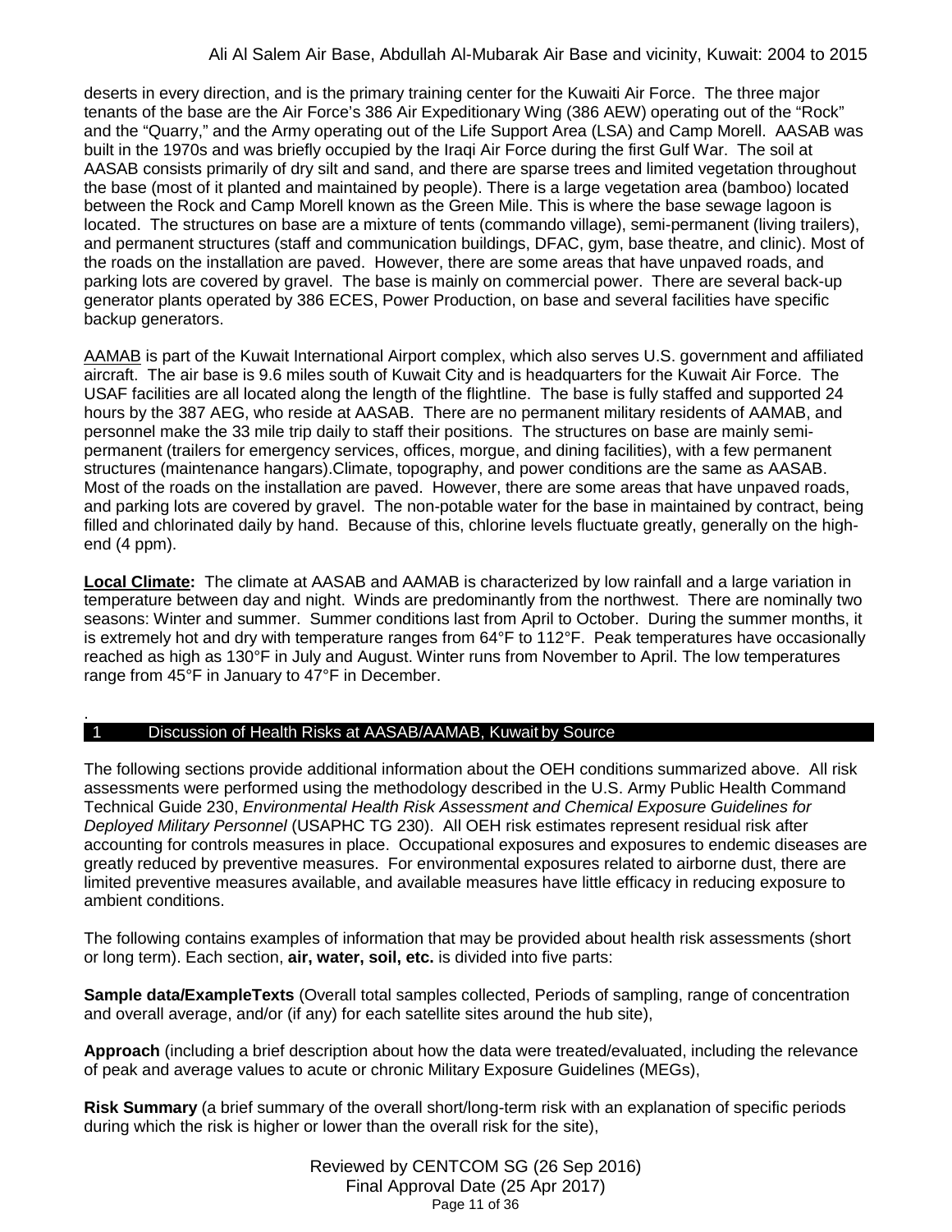deserts in every direction, and is the primary training center for the Kuwaiti Air Force. The three major tenants of the base are the Air Force's 386 Air Expeditionary Wing (386 AEW) operating out of the "Rock" and the "Quarry," and the Army operating out of the Life Support Area (LSA) and Camp Morell. AASAB was built in the 1970s and was briefly occupied by the Iraqi Air Force during the first Gulf War. The soil at AASAB consists primarily of dry silt and sand, and there are sparse trees and limited vegetation throughout the base (most of it planted and maintained by people). There is a large vegetation area (bamboo) located between the Rock and Camp Morell known as the Green Mile. This is where the base sewage lagoon is located. The structures on base are a mixture of tents (commando village), semi-permanent (living trailers), and permanent structures (staff and communication buildings, DFAC, gym, base theatre, and clinic). Most of the roads on the installation are paved. However, there are some areas that have unpaved roads, and parking lots are covered by gravel. The base is mainly on commercial power. There are several back-up generator plants operated by 386 ECES, Power Production, on base and several facilities have specific backup generators.

AAMAB is part of the Kuwait International Airport complex, which also serves U.S. government and affiliated aircraft. The air base is 9.6 miles south of Kuwait City and is headquarters for the Kuwait Air Force. The USAF facilities are all located along the length of the flightline. The base is fully staffed and supported 24 hours by the 387 AEG, who reside at AASAB. There are no permanent military residents of AAMAB, and personnel make the 33 mile trip daily to staff their positions. The structures on base are mainly semi-permanent (trailers for emergency services, offices, morgue, and dining facilities), with a few permanent structures (maintenance hangars).Climate, topography, and power conditions are the same as AASAB. Most of the roads on the installation are paved. However, there are some areas that have unpaved roads, and parking lots are covered by gravel. The non-potable water for the base in maintained by contract, being filled and chlorinated daily by hand. Because of this, chlorine levels fluctuate greatly, generally on the high-end (4 ppm).

**Local Climate:** The climate at AASAB and AAMAB is characterized by low rainfall and a large variation in temperature between day and night. Winds are predominantly from the northwest. There are nominally two seasons: Winter and summer. Summer conditions last from April to October. During the summer months, it is extremely hot and dry with temperature ranges from 64°F to 112°F. Peak temperatures have occasionally reached as high as 130°F in July and August. Winter runs from November to April. The low temperatures range from 45°F in January to 47°F in December.

## 1 Discussion of Health Risks at AASAB/AAMAB, Kuwait by Source

The following sections provide additional information about the OEH conditions summarized above. All risk assessments were performed using the methodology described in the U.S. Army Public Health Command Technical Guide 230, *Environmental Health Risk Assessment and Chemical Exposure Guidelines for Deployed Military Personnel* (USAPHC TG 230). All OEH risk estimates represent residual risk after accounting for controls measures in place. Occupational exposures and exposures to endemic diseases are greatly reduced by preventive measures. For environmental exposures related to airborne dust, there are limited preventive measures available, and available measures have little efficacy in reducing exposure to ambient conditions.

The following contains examples of information that may be provided about health risk assessments (short or long term). Each section, **air, water, soil, etc.** is divided into five parts:

**Sample data/ExampleTexts** (Overall total samples collected, Periods of sampling, range of concentration and overall average, and/or (if any) for each satellite sites around the hub site),

**Approach** (including a brief description about how the data were treated/evaluated, including the relevance of peak and average values to acute or chronic Military Exposure Guidelines (MEGs),

**Risk Summary** (a brief summary of the overall short/long-term risk with an explanation of specific periods during which the risk is higher or lower than the overall risk for the site),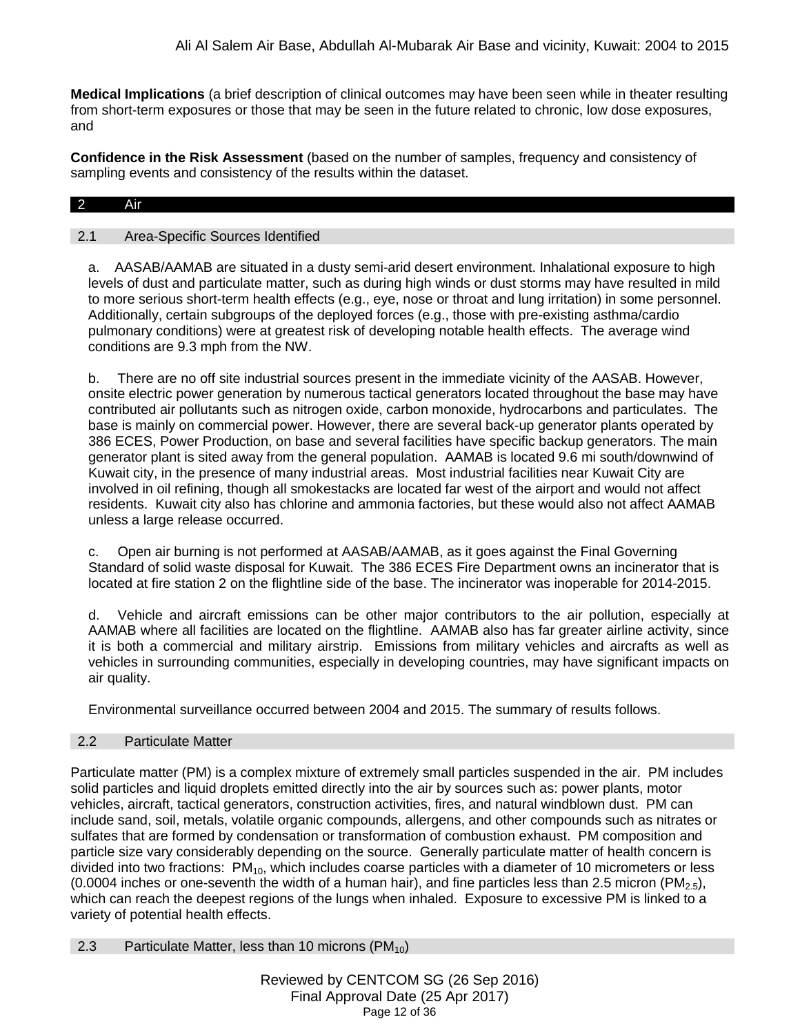**Medical Implications** (a brief description of clinical outcomes may have been seen while in theater resulting from short-term exposures or those that may be seen in the future related to chronic, low dose exposures, and

**Confidence in the Risk Assessment** (based on the number of samples, frequency and consistency of sampling events and consistency of the results within the dataset.

## 2 Air

### 2.1 Area-Specific Sources Identified

a. AASAB/AAMAB are situated in a dusty semi-arid desert environment. Inhalational exposure to high levels of dust and particulate matter, such as during high winds or dust storms may have resulted in mild to more serious short-term health effects (e.g., eye, nose or throat and lung irritation) in some personnel. Additionally, certain subgroups of the deployed forces (e.g., those with pre-existing asthma/cardio pulmonary conditions) were at greatest risk of developing notable health effects. The average wind conditions are 9.3 mph from the NW.

b. There are no off site industrial sources present in the immediate vicinity of the AASAB. However, onsite electric power generation by numerous tactical generators located throughout the base may have contributed air pollutants such as nitrogen oxide, carbon monoxide, hydrocarbons and particulates. The base is mainly on commercial power. However, there are several back-up generator plants operated by 386 ECES, Power Production, on base and several facilities have specific backup generators. The main generator plant is sited away from the general population. AAMAB is located 9.6 mi south/downwind of Kuwait city, in the presence of many industrial areas. Most industrial facilities near Kuwait City are involved in oil refining, though all smokestacks are located far west of the airport and would not affect residents. Kuwait city also has chlorine and ammonia factories, but these would also not affect AAMAB unless a large release occurred.

c. Open air burning is not performed at AASAB/AAMAB, as it goes against the Final Governing Standard of solid waste disposal for Kuwait. The 386 ECES Fire Department owns an incinerator that is located at fire station 2 on the flightline side of the base. The incinerator was inoperable for 2014-2015.

d. Vehicle and aircraft emissions can be other major contributors to the air pollution, especially at AAMAB where all facilities are located on the flightline. AAMAB also has far greater airline activity, since it is both a commercial and military airstrip. Emissions from military vehicles and aircrafts as well as vehicles in surrounding communities, especially in developing countries, may have significant impacts on air quality.

Environmental surveillance occurred between 2004 and 2015. The summary of results follows.

### 2.2 Particulate Matter

Particulate matter (PM) is a complex mixture of extremely small particles suspended in the air. PM includes solid particles and liquid droplets emitted directly into the air by sources such as: power plants, motor vehicles, aircraft, tactical generators, construction activities, fires, and natural windblown dust. PM can include sand, soil, metals, volatile organic compounds, allergens, and other compounds such as nitrates or sulfates that are formed by condensation or transformation of combustion exhaust. PM composition and particle size vary considerably depending on the source. Generally particulate matter of health concern is divided into two fractions: $PM_{10}$, which includes coarse particles with a diameter of 10 micrometers or less (0.0004 inches or one-seventh the width of a human hair), and fine particles less than 2.5 micron ($PM_{2.5}$), which can reach the deepest regions of the lungs when inhaled. Exposure to excessive PM is linked to a variety of potential health effects.

### 2.3 Particulate Matter, less than 10 microns ($PM_{10}$)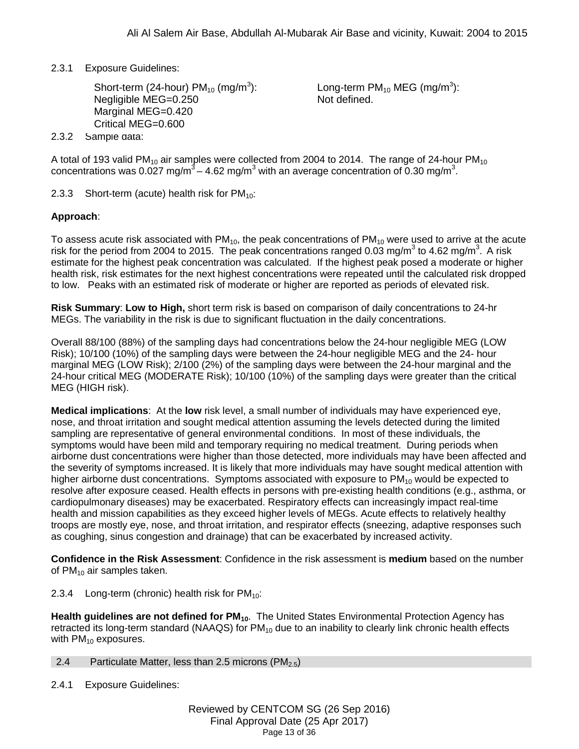2.3.1 Exposure Guidelines:

Short-term (24-hour) $PM_{10}$ ($mg/m^3$):
Negligible MEG=0.250
Marginal MEG=0.420
Critical MEG=0.600

Long-term $PM_{10}$ MEG ($mg/m^3$):
Not defined.

2.3.2 Sample data:

A total of 193 valid $PM_{10}$ air samples were collected from 2004 to 2014. The range of 24-hour $PM_{10}$ concentrations was 0.027 $mg/m^3$ – 4.62 $mg/m^3$ with an average concentration of 0.30 $mg/m^3$.

2.3.3 Short-term (acute) health risk for $PM_{10}$:

**Approach**:

To assess acute risk associated with $PM_{10}$, the peak concentrations of $PM_{10}$ were used to arrive at the acute risk for the period from 2004 to 2015. The peak concentrations ranged 0.03 $mg/m^3$ to 4.62 $mg/m^3$. A risk estimate for the highest peak concentration was calculated. If the highest peak posed a moderate or higher health risk, risk estimates for the next highest concentrations were repeated until the calculated risk dropped to low. Peaks with an estimated risk of moderate or higher are reported as periods of elevated risk.

**Risk Summary**: **Low to High,** short term risk is based on comparison of daily concentrations to 24-hr MEGs. The variability in the risk is due to significant fluctuation in the daily concentrations.

Overall 88/100 (88%) of the sampling days had concentrations below the 24-hour negligible MEG (LOW Risk); 10/100 (10%) of the sampling days were between the 24-hour negligible MEG and the 24- hour marginal MEG (LOW Risk); 2/100 (2%) of the sampling days were between the 24-hour marginal and the 24-hour critical MEG (MODERATE Risk); 10/100 (10%) of the sampling days were greater than the critical MEG (HIGH risk).

**Medical implications**: At the **low** risk level, a small number of individuals may have experienced eye, nose, and throat irritation and sought medical attention assuming the levels detected during the limited sampling are representative of general environmental conditions. In most of these individuals, the symptoms would have been mild and temporary requiring no medical treatment. During periods when airborne dust concentrations were higher than those detected, more individuals may have been affected and the severity of symptoms increased. It is likely that more individuals may have sought medical attention with higher airborne dust concentrations. Symptoms associated with exposure to $PM_{10}$ would be expected to resolve after exposure ceased. Health effects in persons with pre-existing health conditions (e.g., asthma, or cardiopulmonary diseases) may be exacerbated. Respiratory effects can increasingly impact real-time health and mission capabilities as they exceed higher levels of MEGs. Acute effects to relatively healthy troops are mostly eye, nose, and throat irritation, and respirator effects (sneezing, adaptive responses such as coughing, sinus congestion and drainage) that can be exacerbated by increased activity.

**Confidence in the Risk Assessment**: Confidence in the risk assessment is **medium** based on the number of $PM_{10}$ air samples taken.

2.3.4 Long-term (chronic) health risk for $PM_{10}$:

**Health guidelines are not defined for $PM_{10}$**. The United States Environmental Protection Agency has retracted its long-term standard (NAAQS) for $PM_{10}$ due to an inability to clearly link chronic health effects with $PM_{10}$ exposures.

## 2.4 Particulate Matter, less than 2.5 microns ($PM_{2.5}$)

2.4.1 Exposure Guidelines: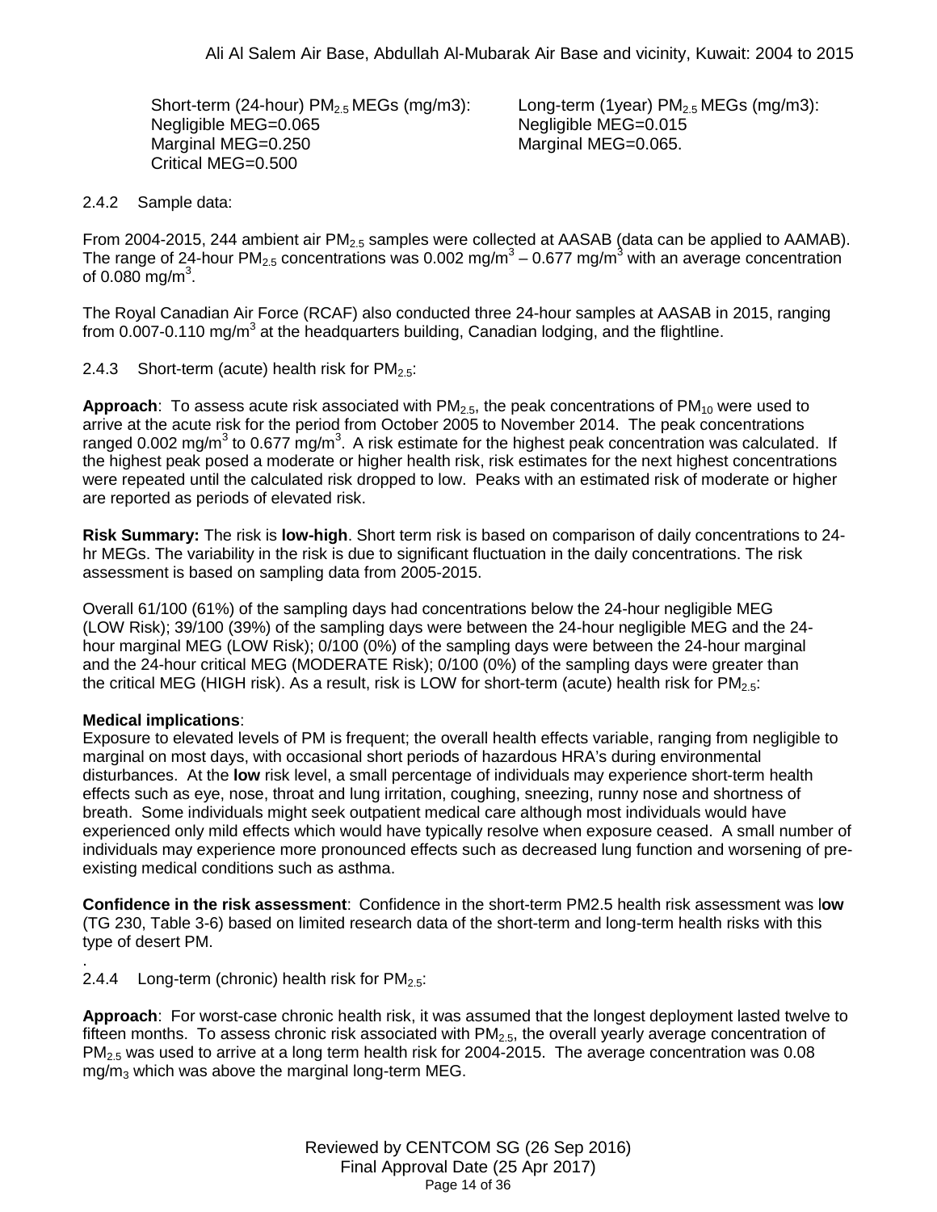Short-term (24-hour) $PM_{2.5}$ MEGs (mg/m3):
Negligible MEG=0.065
Marginal MEG=0.250
Critical MEG=0.500

Long-term (1year) $PM_{2.5}$ MEGs (mg/m3):
Negligible MEG=0.015
Marginal MEG=0.065.

2.4.2 Sample data:

From 2004-2015, 244 ambient air $PM_{2.5}$ samples were collected at AASAB (data can be applied to AAMAB). The range of 24-hour $PM_{2.5}$ concentrations was 0.002 mg/m$^3$ – 0.677 mg/m$^3$ with an average concentration of 0.080 mg/m$^3$.

The Royal Canadian Air Force (RCAF) also conducted three 24-hour samples at AASAB in 2015, ranging from 0.007-0.110 mg/m$^3$ at the headquarters building, Canadian lodging, and the flightline.

2.4.3 Short-term (acute) health risk for $PM_{2.5}$:

**Approach**: To assess acute risk associated with $PM_{2.5}$, the peak concentrations of $PM_{10}$ were used to arrive at the acute risk for the period from October 2005 to November 2014. The peak concentrations ranged 0.002 mg/m$^3$ to 0.677 mg/m$^3$. A risk estimate for the highest peak concentration was calculated. If the highest peak posed a moderate or higher health risk, risk estimates for the next highest concentrations were repeated until the calculated risk dropped to low. Peaks with an estimated risk of moderate or higher are reported as periods of elevated risk.

**Risk Summary:** The risk is **low-high**. Short term risk is based on comparison of daily concentrations to 24-hr MEGs. The variability in the risk is due to significant fluctuation in the daily concentrations. The risk assessment is based on sampling data from 2005-2015.

Overall 61/100 (61%) of the sampling days had concentrations below the 24-hour negligible MEG (LOW Risk); 39/100 (39%) of the sampling days were between the 24-hour negligible MEG and the 24-hour marginal MEG (LOW Risk); 0/100 (0%) of the sampling days were between the 24-hour marginal and the 24-hour critical MEG (MODERATE Risk); 0/100 (0%) of the sampling days were greater than the critical MEG (HIGH risk). As a result, risk is LOW for short-term (acute) health risk for $PM_{2.5}$:

**Medical implications**:
Exposure to elevated levels of PM is frequent; the overall health effects variable, ranging from negligible to marginal on most days, with occasional short periods of hazardous HRA's during environmental disturbances. At the **low** risk level, a small percentage of individuals may experience short-term health effects such as eye, nose, throat and lung irritation, coughing, sneezing, runny nose and shortness of breath. Some individuals might seek outpatient medical care although most individuals would have experienced only mild effects which would have typically resolve when exposure ceased. A small number of individuals may experience more pronounced effects such as decreased lung function and worsening of pre-existing medical conditions such as asthma.

**Confidence in the risk assessment**: Confidence in the short-term PM2.5 health risk assessment was l**ow** (TG 230, Table 3-6) based on limited research data of the short-term and long-term health risks with this type of desert PM.

.
2.4.4 Long-term (chronic) health risk for $PM_{2.5}$:

**Approach**: For worst-case chronic health risk, it was assumed that the longest deployment lasted twelve to fifteen months. To assess chronic risk associated with $PM_{2.5}$, the overall yearly average concentration of $PM_{2.5}$ was used to arrive at a long term health risk for 2004-2015. The average concentration was 0.08 mg/m$_3$ which was above the marginal long-term MEG.

Reviewed by CENTCOM SG (26 Sep 2016)
Final Approval Date (25 Apr 2017)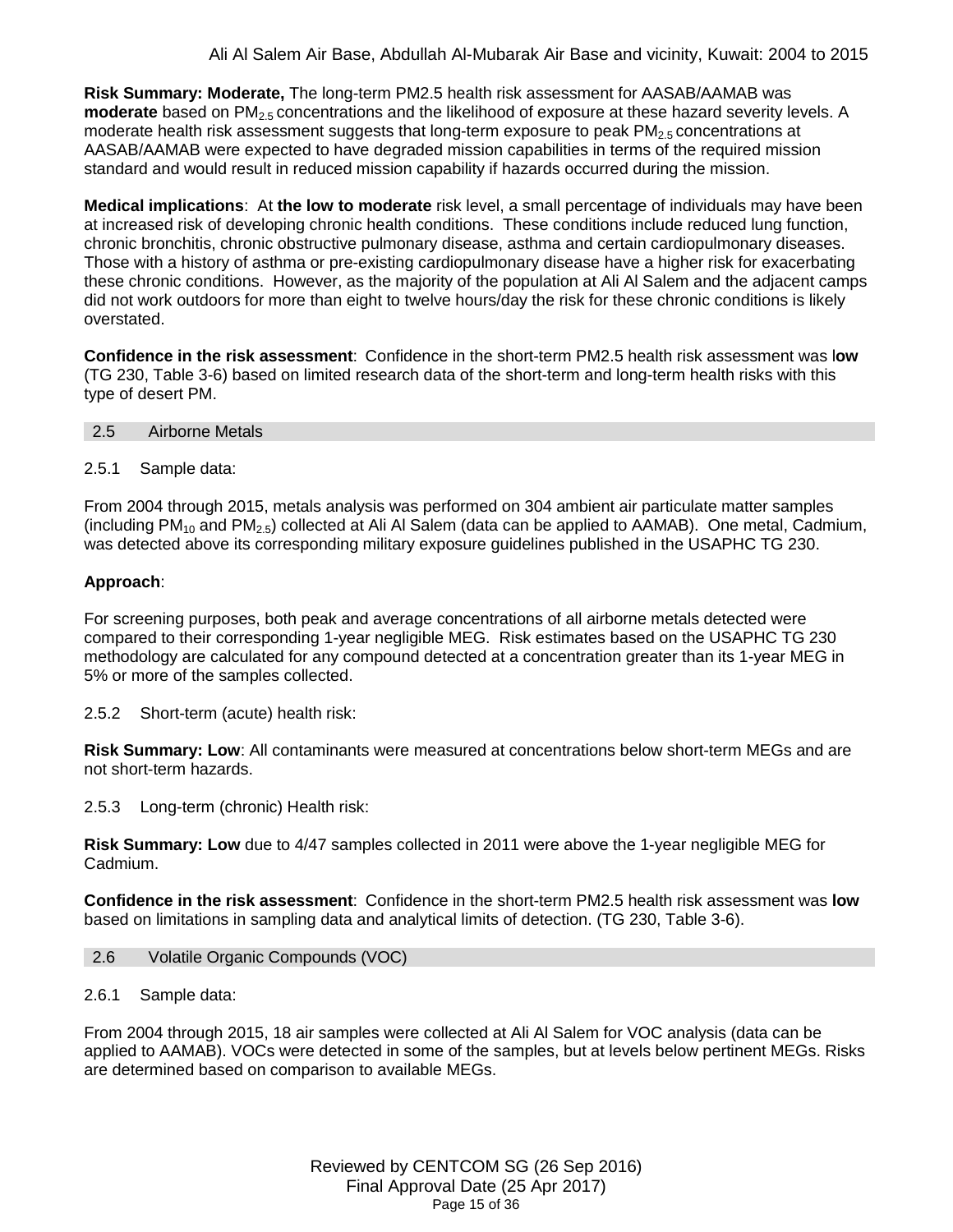**Risk Summary: Moderate,** The long-term PM2.5 health risk assessment for AASAB/AAMAB was **moderate** based on $PM_{2.5}$ concentrations and the likelihood of exposure at these hazard severity levels. A moderate health risk assessment suggests that long-term exposure to peak $PM_{2.5}$ concentrations at AASAB/AAMAB were expected to have degraded mission capabilities in terms of the required mission standard and would result in reduced mission capability if hazards occurred during the mission.

**Medical implications**: At **the low to moderate** risk level, a small percentage of individuals may have been at increased risk of developing chronic health conditions. These conditions include reduced lung function, chronic bronchitis, chronic obstructive pulmonary disease, asthma and certain cardiopulmonary diseases. Those with a history of asthma or pre-existing cardiopulmonary disease have a higher risk for exacerbating these chronic conditions. However, as the majority of the population at Ali Al Salem and the adjacent camps did not work outdoors for more than eight to twelve hours/day the risk for these chronic conditions is likely overstated.

**Confidence in the risk assessment**: Confidence in the short-term PM2.5 health risk assessment was l**ow** (TG 230, Table 3-6) based on limited research data of the short-term and long-term health risks with this type of desert PM.

## 2.5 Airborne Metals

### 2.5.1 Sample data:

From 2004 through 2015, metals analysis was performed on 304 ambient air particulate matter samples (including $PM_{10}$ and $PM_{2.5}$) collected at Ali Al Salem (data can be applied to AAMAB). One metal, Cadmium, was detected above its corresponding military exposure guidelines published in the USAPHC TG 230.

**Approach**:

For screening purposes, both peak and average concentrations of all airborne metals detected were compared to their corresponding 1-year negligible MEG. Risk estimates based on the USAPHC TG 230 methodology are calculated for any compound detected at a concentration greater than its 1-year MEG in 5% or more of the samples collected.

### 2.5.2 Short-term (acute) health risk:

**Risk Summary: Low**: All contaminants were measured at concentrations below short-term MEGs and are not short-term hazards.

### 2.5.3 Long-term (chronic) Health risk:

**Risk Summary: Low** due to 4/47 samples collected in 2011 were above the 1-year negligible MEG for Cadmium.

**Confidence in the risk assessment**: Confidence in the short-term PM2.5 health risk assessment was **low** based on limitations in sampling data and analytical limits of detection. (TG 230, Table 3-6).

## 2.6 Volatile Organic Compounds (VOC)

### 2.6.1 Sample data:

From 2004 through 2015, 18 air samples were collected at Ali Al Salem for VOC analysis (data can be applied to AAMAB). VOCs were detected in some of the samples, but at levels below pertinent MEGs. Risks are determined based on comparison to available MEGs.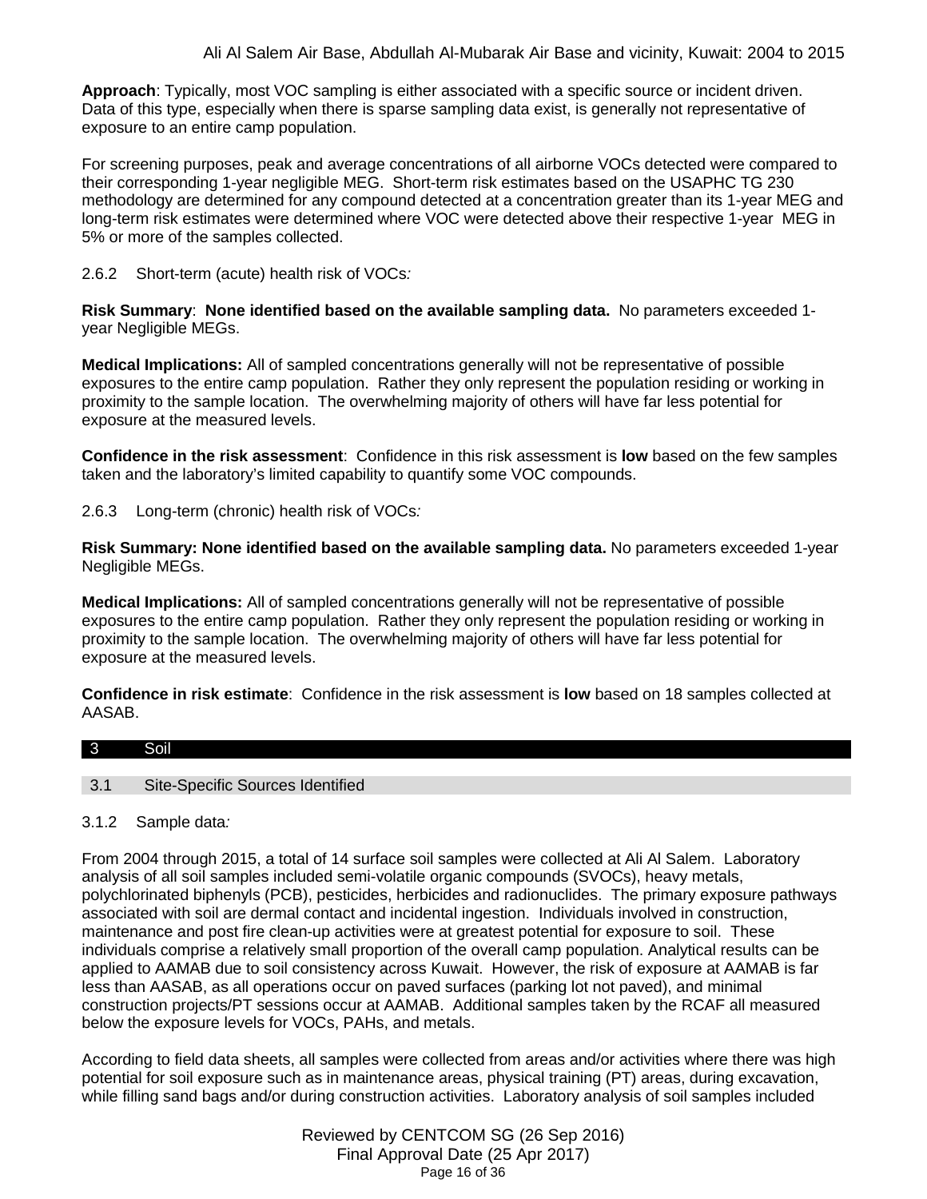**Approach**: Typically, most VOC sampling is either associated with a specific source or incident driven. Data of this type, especially when there is sparse sampling data exist, is generally not representative of exposure to an entire camp population.

For screening purposes, peak and average concentrations of all airborne VOCs detected were compared to their corresponding 1-year negligible MEG. Short-term risk estimates based on the USAPHC TG 230 methodology are determined for any compound detected at a concentration greater than its 1-year MEG and long-term risk estimates were determined where VOC were detected above their respective 1-year MEG in 5% or more of the samples collected.

2.6.2 Short-term (acute) health risk of VOCs*:*

**Risk Summary**: **None identified based on the available sampling data.** No parameters exceeded 1-year Negligible MEGs.

**Medical Implications:** All of sampled concentrations generally will not be representative of possible exposures to the entire camp population. Rather they only represent the population residing or working in proximity to the sample location. The overwhelming majority of others will have far less potential for exposure at the measured levels.

**Confidence in the risk assessment**: Confidence in this risk assessment is **low** based on the few samples taken and the laboratory's limited capability to quantify some VOC compounds.

2.6.3 Long-term (chronic) health risk of VOCs*:*

**Risk Summary: None identified based on the available sampling data.** No parameters exceeded 1-year Negligible MEGs.

**Medical Implications:** All of sampled concentrations generally will not be representative of possible exposures to the entire camp population. Rather they only represent the population residing or working in proximity to the sample location. The overwhelming majority of others will have far less potential for exposure at the measured levels.

**Confidence in risk estimate**: Confidence in the risk assessment is **low** based on 18 samples collected at AASAB.

## 3 Soil

### 3.1 Site-Specific Sources Identified

3.1.2 Sample data*:*

From 2004 through 2015, a total of 14 surface soil samples were collected at Ali Al Salem. Laboratory analysis of all soil samples included semi-volatile organic compounds (SVOCs), heavy metals, polychlorinated biphenyls (PCB), pesticides, herbicides and radionuclides. The primary exposure pathways associated with soil are dermal contact and incidental ingestion. Individuals involved in construction, maintenance and post fire clean-up activities were at greatest potential for exposure to soil. These individuals comprise a relatively small proportion of the overall camp population. Analytical results can be applied to AAMAB due to soil consistency across Kuwait. However, the risk of exposure at AAMAB is far less than AASAB, as all operations occur on paved surfaces (parking lot not paved), and minimal construction projects/PT sessions occur at AAMAB. Additional samples taken by the RCAF all measured below the exposure levels for VOCs, PAHs, and metals.

According to field data sheets, all samples were collected from areas and/or activities where there was high potential for soil exposure such as in maintenance areas, physical training (PT) areas, during excavation, while filling sand bags and/or during construction activities. Laboratory analysis of soil samples included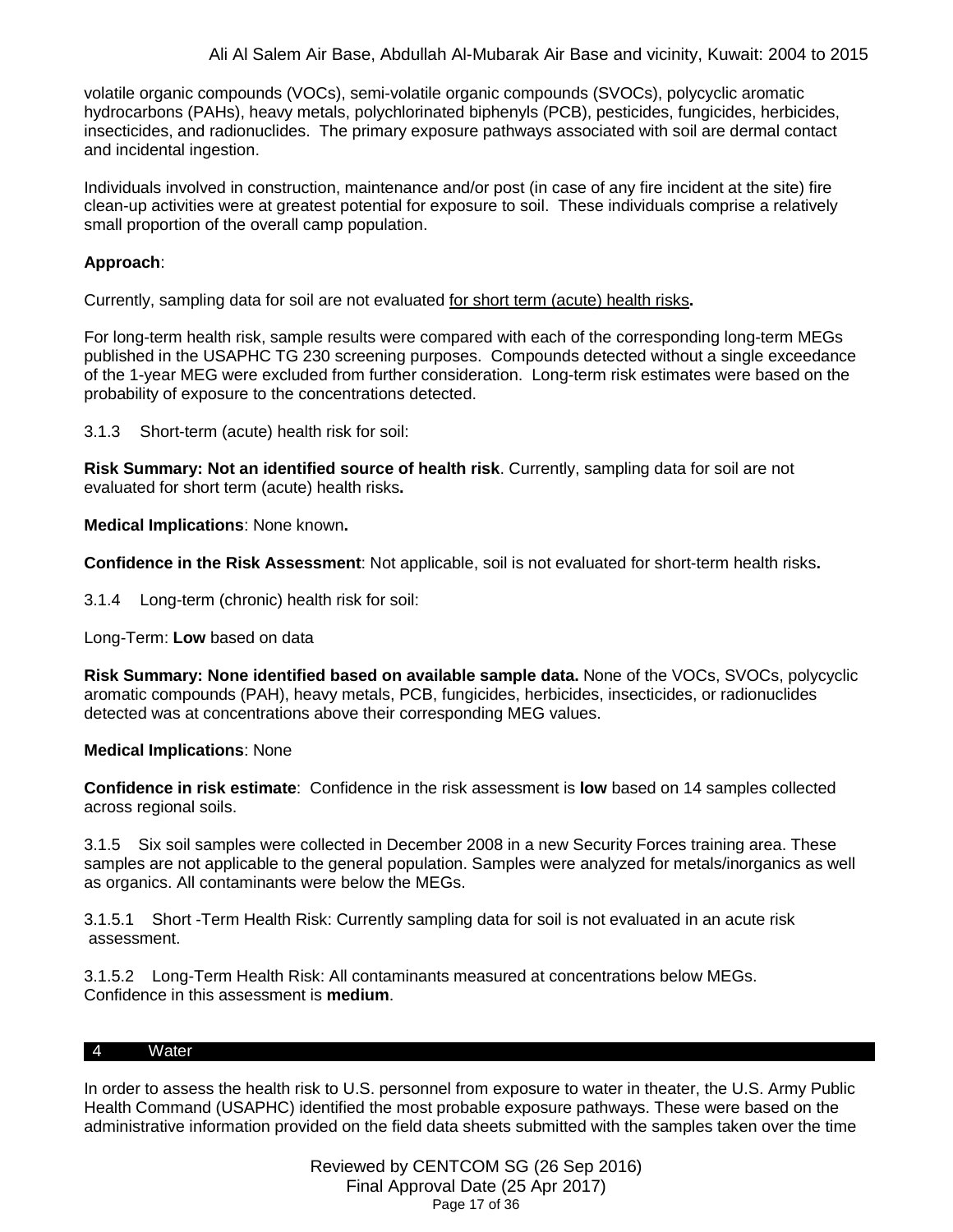volatile organic compounds (VOCs), semi-volatile organic compounds (SVOCs), polycyclic aromatic hydrocarbons (PAHs), heavy metals, polychlorinated biphenyls (PCB), pesticides, fungicides, herbicides, insecticides, and radionuclides. The primary exposure pathways associated with soil are dermal contact and incidental ingestion.

Individuals involved in construction, maintenance and/or post (in case of any fire incident at the site) fire clean-up activities were at greatest potential for exposure to soil. These individuals comprise a relatively small proportion of the overall camp population.

**Approach**:

Currently, sampling data for soil are not evaluated for short term (acute) health risks**.**

For long-term health risk, sample results were compared with each of the corresponding long-term MEGs published in the USAPHC TG 230 screening purposes. Compounds detected without a single exceedance of the 1-year MEG were excluded from further consideration. Long-term risk estimates were based on the probability of exposure to the concentrations detected.

3.1.3 Short-term (acute) health risk for soil:

**Risk Summary: Not an identified source of health risk**. Currently, sampling data for soil are not evaluated for short term (acute) health risks**.**

**Medical Implications**: None known**.**

**Confidence in the Risk Assessment**: Not applicable, soil is not evaluated for short-term health risks**.**

3.1.4 Long-term (chronic) health risk for soil:

Long-Term: **Low** based on data

**Risk Summary: None identified based on available sample data.** None of the VOCs, SVOCs, polycyclic aromatic compounds (PAH), heavy metals, PCB, fungicides, herbicides, insecticides, or radionuclides detected was at concentrations above their corresponding MEG values.

**Medical Implications**: None

**Confidence in risk estimate**: Confidence in the risk assessment is **low** based on 14 samples collected across regional soils.

3.1.5 Six soil samples were collected in December 2008 in a new Security Forces training area. These samples are not applicable to the general population. Samples were analyzed for metals/inorganics as well as organics. All contaminants were below the MEGs.

3.1.5.1 Short -Term Health Risk: Currently sampling data for soil is not evaluated in an acute risk assessment.

3.1.5.2 Long-Term Health Risk: All contaminants measured at concentrations below MEGs. Confidence in this assessment is **medium**.

## 4 Water

In order to assess the health risk to U.S. personnel from exposure to water in theater, the U.S. Army Public Health Command (USAPHC) identified the most probable exposure pathways. These were based on the administrative information provided on the field data sheets submitted with the samples taken over the time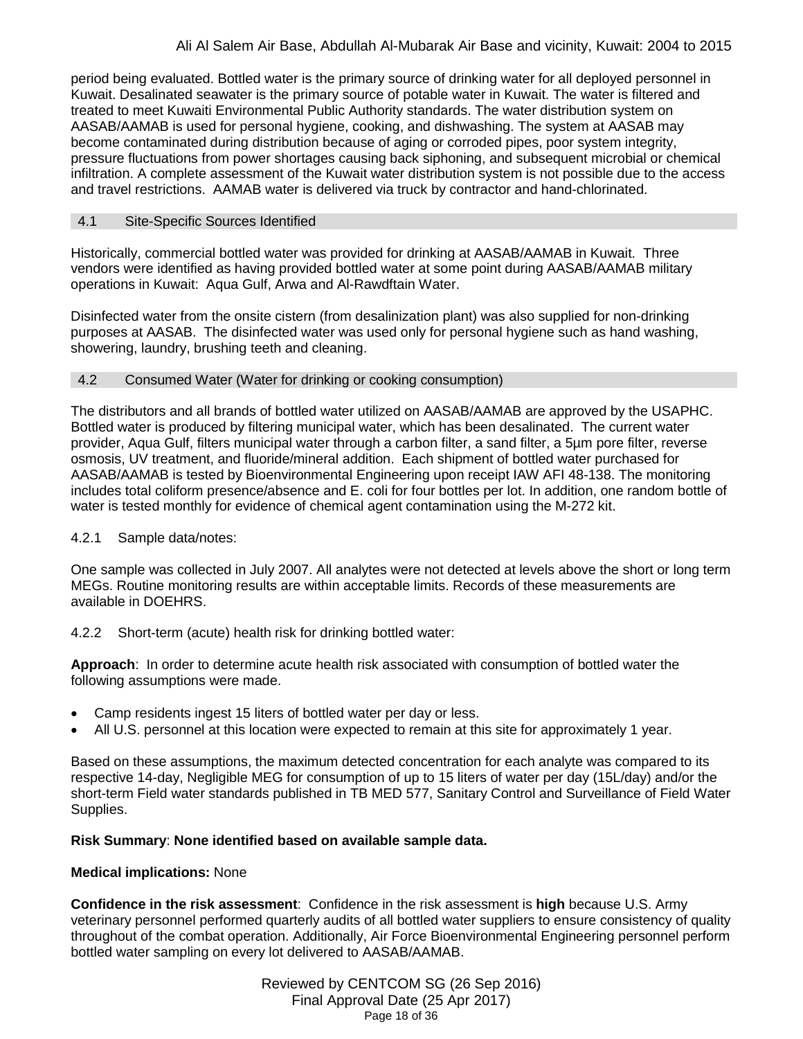period being evaluated. Bottled water is the primary source of drinking water for all deployed personnel in Kuwait. Desalinated seawater is the primary source of potable water in Kuwait. The water is filtered and treated to meet Kuwaiti Environmental Public Authority standards. The water distribution system on AASAB/AAMAB is used for personal hygiene, cooking, and dishwashing. The system at AASAB may become contaminated during distribution because of aging or corroded pipes, poor system integrity, pressure fluctuations from power shortages causing back siphoning, and subsequent microbial or chemical infiltration. A complete assessment of the Kuwait water distribution system is not possible due to the access and travel restrictions. AAMAB water is delivered via truck by contractor and hand-chlorinated.

### 4.1 Site-Specific Sources Identified

Historically, commercial bottled water was provided for drinking at AASAB/AAMAB in Kuwait. Three vendors were identified as having provided bottled water at some point during AASAB/AAMAB military operations in Kuwait: Aqua Gulf, Arwa and Al-Rawdftain Water.

Disinfected water from the onsite cistern (from desalinization plant) was also supplied for non-drinking purposes at AASAB. The disinfected water was used only for personal hygiene such as hand washing, showering, laundry, brushing teeth and cleaning.

### 4.2 Consumed Water (Water for drinking or cooking consumption)

The distributors and all brands of bottled water utilized on AASAB/AAMAB are approved by the USAPHC. Bottled water is produced by filtering municipal water, which has been desalinated. The current water provider, Aqua Gulf, filters municipal water through a carbon filter, a sand filter, a 5µm pore filter, reverse osmosis, UV treatment, and fluoride/mineral addition. Each shipment of bottled water purchased for AASAB/AAMAB is tested by Bioenvironmental Engineering upon receipt IAW AFI 48-138. The monitoring includes total coliform presence/absence and E. coli for four bottles per lot. In addition, one random bottle of water is tested monthly for evidence of chemical agent contamination using the M-272 kit.

4.2.1 Sample data/notes:

One sample was collected in July 2007. All analytes were not detected at levels above the short or long term MEGs. Routine monitoring results are within acceptable limits. Records of these measurements are available in DOEHRS.

4.2.2 Short-term (acute) health risk for drinking bottled water:

**Approach**: In order to determine acute health risk associated with consumption of bottled water the following assumptions were made.

- Camp residents ingest 15 liters of bottled water per day or less.
- All U.S. personnel at this location were expected to remain at this site for approximately 1 year.

Based on these assumptions, the maximum detected concentration for each analyte was compared to its respective 14-day, Negligible MEG for consumption of up to 15 liters of water per day (15L/day) and/or the short-term Field water standards published in TB MED 577, Sanitary Control and Surveillance of Field Water Supplies.

**Risk Summary**: **None identified based on available sample data.**

**Medical implications:** None

**Confidence in the risk assessment**: Confidence in the risk assessment is **high** because U.S. Army veterinary personnel performed quarterly audits of all bottled water suppliers to ensure consistency of quality throughout of the combat operation. Additionally, Air Force Bioenvironmental Engineering personnel perform bottled water sampling on every lot delivered to AASAB/AAMAB.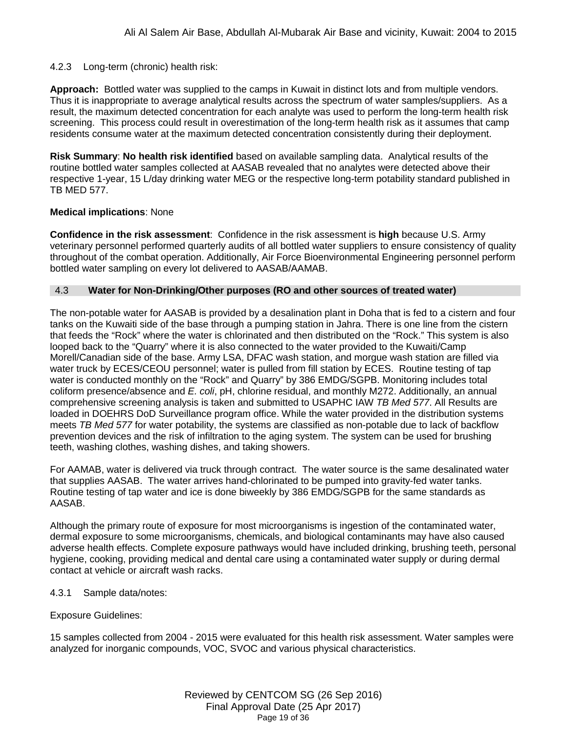4.2.3 Long-term (chronic) health risk:

**Approach:** Bottled water was supplied to the camps in Kuwait in distinct lots and from multiple vendors. Thus it is inappropriate to average analytical results across the spectrum of water samples/suppliers. As a result, the maximum detected concentration for each analyte was used to perform the long-term health risk screening. This process could result in overestimation of the long-term health risk as it assumes that camp residents consume water at the maximum detected concentration consistently during their deployment.

**Risk Summary**: **No health risk identified** based on available sampling data. Analytical results of the routine bottled water samples collected at AASAB revealed that no analytes were detected above their respective 1-year, 15 L/day drinking water MEG or the respective long-term potability standard published in TB MED 577.

**Medical implications**: None

**Confidence in the risk assessment**: Confidence in the risk assessment is **high** because U.S. Army veterinary personnel performed quarterly audits of all bottled water suppliers to ensure consistency of quality throughout of the combat operation. Additionally, Air Force Bioenvironmental Engineering personnel perform bottled water sampling on every lot delivered to AASAB/AAMAB.

## 4.3 Water for Non-Drinking/Other purposes (RO and other sources of treated water)

The non-potable water for AASAB is provided by a desalination plant in Doha that is fed to a cistern and four tanks on the Kuwaiti side of the base through a pumping station in Jahra. There is one line from the cistern that feeds the "Rock" where the water is chlorinated and then distributed on the "Rock." This system is also looped back to the "Quarry" where it is also connected to the water provided to the Kuwaiti/Camp Morell/Canadian side of the base. Army LSA, DFAC wash station, and morgue wash station are filled via water truck by ECES/CEOU personnel; water is pulled from fill station by ECES. Routine testing of tap water is conducted monthly on the "Rock" and Quarry" by 386 EMDG/SGPB. Monitoring includes total coliform presence/absence and *E. coli*, pH, chlorine residual, and monthly M272. Additionally, an annual comprehensive screening analysis is taken and submitted to USAPHC IAW *TB Med 577*. All Results are loaded in DOEHRS DoD Surveillance program office. While the water provided in the distribution systems meets *TB Med 577* for water potability, the systems are classified as non-potable due to lack of backflow prevention devices and the risk of infiltration to the aging system. The system can be used for brushing teeth, washing clothes, washing dishes, and taking showers.

For AAMAB, water is delivered via truck through contract. The water source is the same desalinated water that supplies AASAB. The water arrives hand-chlorinated to be pumped into gravity-fed water tanks. Routine testing of tap water and ice is done biweekly by 386 EMDG/SGPB for the same standards as AASAB.

Although the primary route of exposure for most microorganisms is ingestion of the contaminated water, dermal exposure to some microorganisms, chemicals, and biological contaminants may have also caused adverse health effects. Complete exposure pathways would have included drinking, brushing teeth, personal hygiene, cooking, providing medical and dental care using a contaminated water supply or during dermal contact at vehicle or aircraft wash racks.

4.3.1 Sample data/notes:

Exposure Guidelines:

15 samples collected from 2004 - 2015 were evaluated for this health risk assessment. Water samples were analyzed for inorganic compounds, VOC, SVOC and various physical characteristics.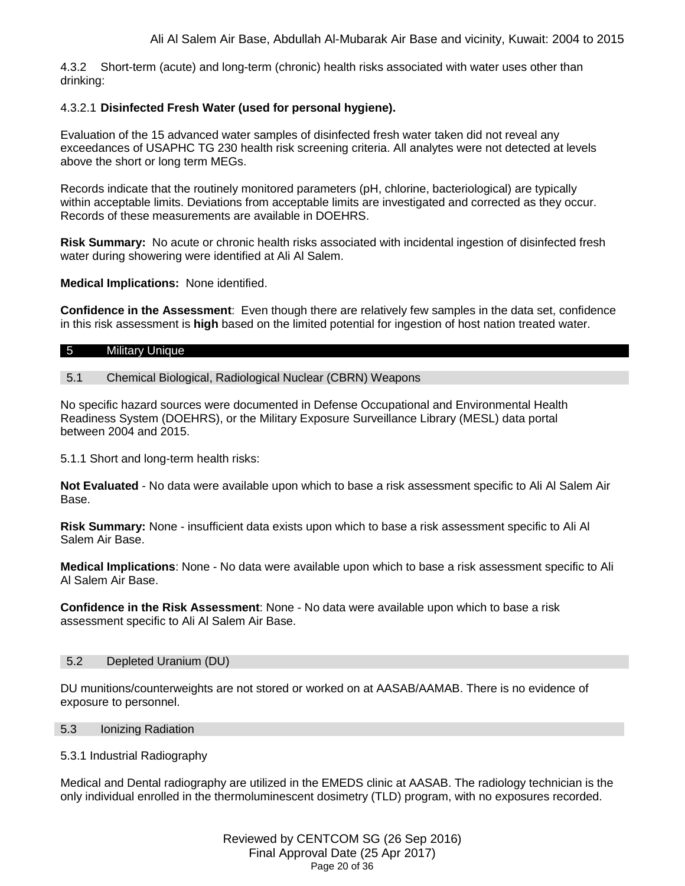4.3.2 Short-term (acute) and long-term (chronic) health risks associated with water uses other than drinking:

#### 4.3.2.1 **Disinfected Fresh Water (used for personal hygiene).**

Evaluation of the 15 advanced water samples of disinfected fresh water taken did not reveal any exceedances of USAPHC TG 230 health risk screening criteria. All analytes were not detected at levels above the short or long term MEGs.

Records indicate that the routinely monitored parameters (pH, chlorine, bacteriological) are typically within acceptable limits. Deviations from acceptable limits are investigated and corrected as they occur. Records of these measurements are available in DOEHRS.

**Risk Summary:** No acute or chronic health risks associated with incidental ingestion of disinfected fresh water during showering were identified at Ali Al Salem.

**Medical Implications:** None identified.

**Confidence in the Assessment**: Even though there are relatively few samples in the data set, confidence in this risk assessment is **high** based on the limited potential for ingestion of host nation treated water.

## 5 Military Unique

### 5.1 Chemical Biological, Radiological Nuclear (CBRN) Weapons

No specific hazard sources were documented in Defense Occupational and Environmental Health Readiness System (DOEHRS), or the Military Exposure Surveillance Library (MESL) data portal between 2004 and 2015.

5.1.1 Short and long-term health risks:

**Not Evaluated** - No data were available upon which to base a risk assessment specific to Ali Al Salem Air Base.

**Risk Summary:** None - insufficient data exists upon which to base a risk assessment specific to Ali Al Salem Air Base.

**Medical Implications**: None - No data were available upon which to base a risk assessment specific to Ali Al Salem Air Base.

**Confidence in the Risk Assessment**: None - No data were available upon which to base a risk assessment specific to Ali Al Salem Air Base.

### 5.2 Depleted Uranium (DU)

DU munitions/counterweights are not stored or worked on at AASAB/AAMAB. There is no evidence of exposure to personnel.

### 5.3 Ionizing Radiation

5.3.1 Industrial Radiography

Medical and Dental radiography are utilized in the EMEDS clinic at AASAB. The radiology technician is the only individual enrolled in the thermoluminescent dosimetry (TLD) program, with no exposures recorded.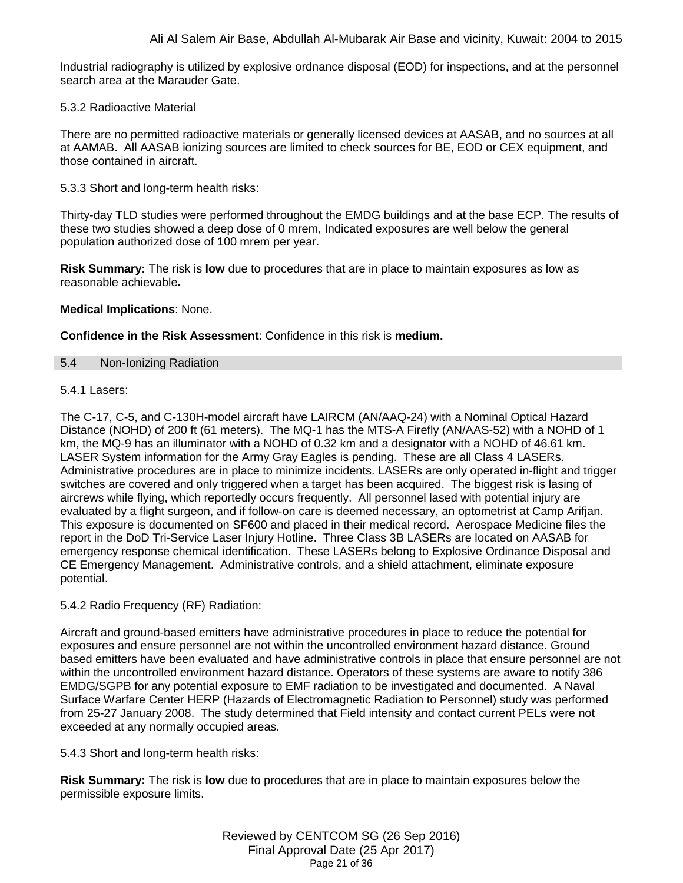Industrial radiography is utilized by explosive ordnance disposal (EOD) for inspections, and at the personnel search area at the Marauder Gate.

5.3.2 Radioactive Material

There are no permitted radioactive materials or generally licensed devices at AASAB, and no sources at all at AAMAB. All AASAB ionizing sources are limited to check sources for BE, EOD or CEX equipment, and those contained in aircraft.

5.3.3 Short and long-term health risks:

Thirty-day TLD studies were performed throughout the EMDG buildings and at the base ECP. The results of these two studies showed a deep dose of 0 mrem, Indicated exposures are well below the general population authorized dose of 100 mrem per year.

**Risk Summary:** The risk is **low** due to procedures that are in place to maintain exposures as low as reasonable achievable**.**

**Medical Implications**: None.

**Confidence in the Risk Assessment**: Confidence in this risk is **medium.**

## 5.4 Non-Ionizing Radiation

5.4.1 Lasers:

The C-17, C-5, and C-130H-model aircraft have LAIRCM (AN/AAQ-24) with a Nominal Optical Hazard Distance (NOHD) of 200 ft (61 meters). The MQ-1 has the MTS-A Firefly (AN/AAS-52) with a NOHD of 1 km, the MQ-9 has an illuminator with a NOHD of 0.32 km and a designator with a NOHD of 46.61 km. LASER System information for the Army Gray Eagles is pending. These are all Class 4 LASERs. Administrative procedures are in place to minimize incidents. LASERs are only operated in-flight and trigger switches are covered and only triggered when a target has been acquired. The biggest risk is lasing of aircrews while flying, which reportedly occurs frequently. All personnel lased with potential injury are evaluated by a flight surgeon, and if follow-on care is deemed necessary, an optometrist at Camp Arifjan. This exposure is documented on SF600 and placed in their medical record. Aerospace Medicine files the report in the DoD Tri-Service Laser Injury Hotline. Three Class 3B LASERs are located on AASAB for emergency response chemical identification. These LASERs belong to Explosive Ordinance Disposal and CE Emergency Management. Administrative controls, and a shield attachment, eliminate exposure potential.

5.4.2 Radio Frequency (RF) Radiation:

Aircraft and ground-based emitters have administrative procedures in place to reduce the potential for exposures and ensure personnel are not within the uncontrolled environment hazard distance. Ground based emitters have been evaluated and have administrative controls in place that ensure personnel are not within the uncontrolled environment hazard distance. Operators of these systems are aware to notify 386 EMDG/SGPB for any potential exposure to EMF radiation to be investigated and documented. A Naval Surface Warfare Center HERP (Hazards of Electromagnetic Radiation to Personnel) study was performed from 25-27 January 2008. The study determined that Field intensity and contact current PELs were not exceeded at any normally occupied areas.

5.4.3 Short and long-term health risks:

**Risk Summary:** The risk is **low** due to procedures that are in place to maintain exposures below the permissible exposure limits.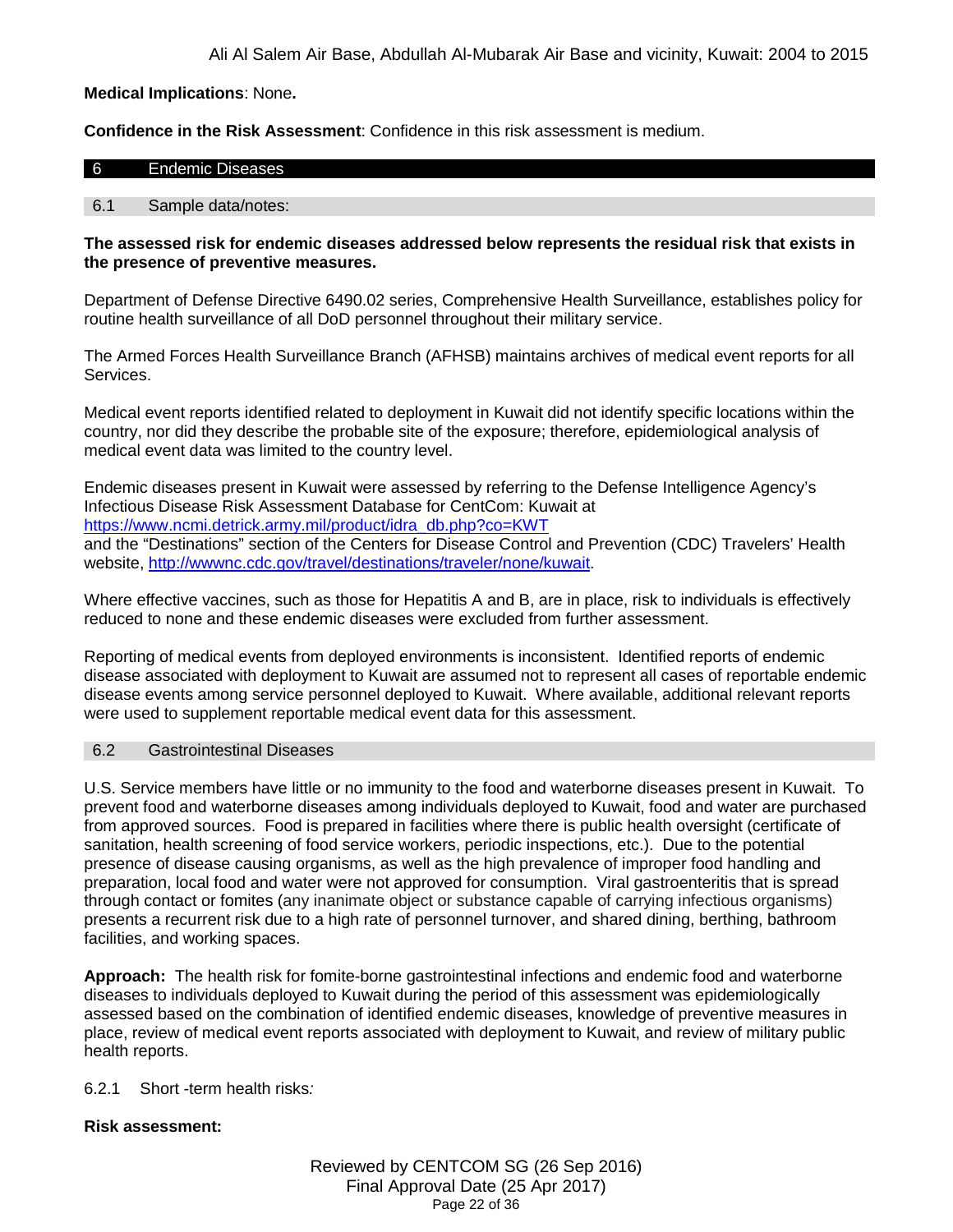**Medical Implications**: None**.**

**Confidence in the Risk Assessment**: Confidence in this risk assessment is medium.

## 6 Endemic Diseases

### 6.1 Sample data/notes:

**The assessed risk for endemic diseases addressed below represents the residual risk that exists in the presence of preventive measures.**

Department of Defense Directive 6490.02 series, Comprehensive Health Surveillance, establishes policy for routine health surveillance of all DoD personnel throughout their military service.

The Armed Forces Health Surveillance Branch (AFHSB) maintains archives of medical event reports for all Services.

Medical event reports identified related to deployment in Kuwait did not identify specific locations within the country, nor did they describe the probable site of the exposure; therefore, epidemiological analysis of medical event data was limited to the country level.

Endemic diseases present in Kuwait were assessed by referring to the Defense Intelligence Agency's Infectious Disease Risk Assessment Database for CentCom: Kuwait at [https://www.ncmi.detrick.army.mil/product/idra_db.php?co=KWT](https://www.ncmi.detrick.army.mil/product/idra_db.php?co=KWT) and the "Destinations" section of the Centers for Disease Control and Prevention (CDC) Travelers' Health website, [http://wwwnc.cdc.gov/travel/destinations/traveler/none/kuwait](http://wwwnc.cdc.gov/travel/destinations/traveler/none/kuwait).

Where effective vaccines, such as those for Hepatitis A and B, are in place, risk to individuals is effectively reduced to none and these endemic diseases were excluded from further assessment.

Reporting of medical events from deployed environments is inconsistent. Identified reports of endemic disease associated with deployment to Kuwait are assumed not to represent all cases of reportable endemic disease events among service personnel deployed to Kuwait. Where available, additional relevant reports were used to supplement reportable medical event data for this assessment.

### 6.2 Gastrointestinal Diseases

U.S. Service members have little or no immunity to the food and waterborne diseases present in Kuwait. To prevent food and waterborne diseases among individuals deployed to Kuwait, food and water are purchased from approved sources. Food is prepared in facilities where there is public health oversight (certificate of sanitation, health screening of food service workers, periodic inspections, etc.). Due to the potential presence of disease causing organisms, as well as the high prevalence of improper food handling and preparation, local food and water were not approved for consumption. Viral gastroenteritis that is spread through contact or fomites (any inanimate object or substance capable of carrying infectious organisms) presents a recurrent risk due to a high rate of personnel turnover, and shared dining, berthing, bathroom facilities, and working spaces.

**Approach:** The health risk for fomite-borne gastrointestinal infections and endemic food and waterborne diseases to individuals deployed to Kuwait during the period of this assessment was epidemiologically assessed based on the combination of identified endemic diseases, knowledge of preventive measures in place, review of medical event reports associated with deployment to Kuwait, and review of military public health reports.

#### 6.2.1 Short -term health risks*:*

**Risk assessment:**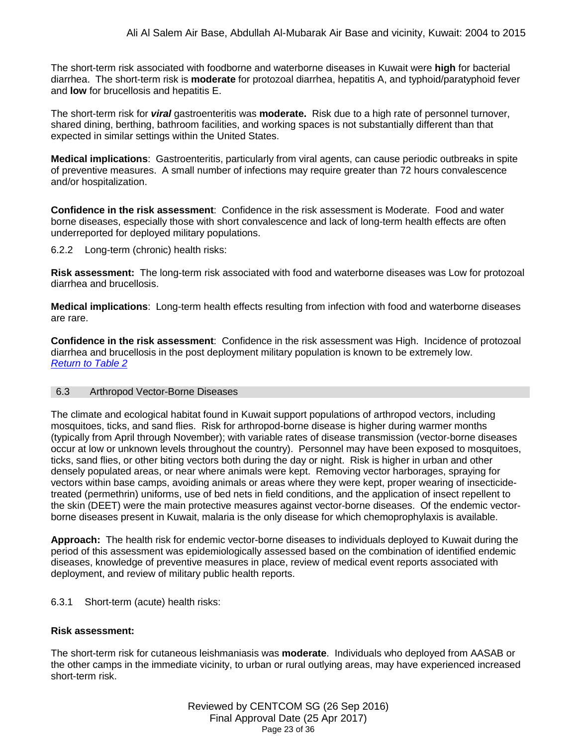The short-term risk associated with foodborne and waterborne diseases in Kuwait were **high** for bacterial diarrhea. The short-term risk is **moderate** for protozoal diarrhea, hepatitis A, and typhoid/paratyphoid fever and **low** for brucellosis and hepatitis E.

The short-term risk for ***viral*** gastroenteritis was **moderate.** Risk due to a high rate of personnel turnover, shared dining, berthing, bathroom facilities, and working spaces is not substantially different than that expected in similar settings within the United States.

**Medical implications**: Gastroenteritis, particularly from viral agents, can cause periodic outbreaks in spite of preventive measures. A small number of infections may require greater than 72 hours convalescence and/or hospitalization.

**Confidence in the risk assessment**: Confidence in the risk assessment is Moderate. Food and water borne diseases, especially those with short convalescence and lack of long-term health effects are often underreported for deployed military populations.

6.2.2 Long-term (chronic) health risks:

**Risk assessment:** The long-term risk associated with food and waterborne diseases was Low for protozoal diarrhea and brucellosis.

**Medical implications**: Long-term health effects resulting from infection with food and waterborne diseases are rare.

**Confidence in the risk assessment**: Confidence in the risk assessment was High. Incidence of protozoal diarrhea and brucellosis in the post deployment military population is known to be extremely low.
*Return to Table 2*

## 6.3 Arthropod Vector-Borne Diseases

The climate and ecological habitat found in Kuwait support populations of arthropod vectors, including mosquitoes, ticks, and sand flies. Risk for arthropod-borne disease is higher during warmer months (typically from April through November); with variable rates of disease transmission (vector-borne diseases occur at low or unknown levels throughout the country). Personnel may have been exposed to mosquitoes, ticks, sand flies, or other biting vectors both during the day or night. Risk is higher in urban and other densely populated areas, or near where animals were kept. Removing vector harborages, spraying for vectors within base camps, avoiding animals or areas where they were kept, proper wearing of insecticide-treated (permethrin) uniforms, use of bed nets in field conditions, and the application of insect repellent to the skin (DEET) were the main protective measures against vector-borne diseases. Of the endemic vector-borne diseases present in Kuwait, malaria is the only disease for which chemoprophylaxis is available.

**Approach:** The health risk for endemic vector-borne diseases to individuals deployed to Kuwait during the period of this assessment was epidemiologically assessed based on the combination of identified endemic diseases, knowledge of preventive measures in place, review of medical event reports associated with deployment, and review of military public health reports.

6.3.1 Short-term (acute) health risks:

**Risk assessment:**

The short-term risk for cutaneous leishmaniasis was **moderate**. Individuals who deployed from AASAB or the other camps in the immediate vicinity, to urban or rural outlying areas, may have experienced increased short-term risk.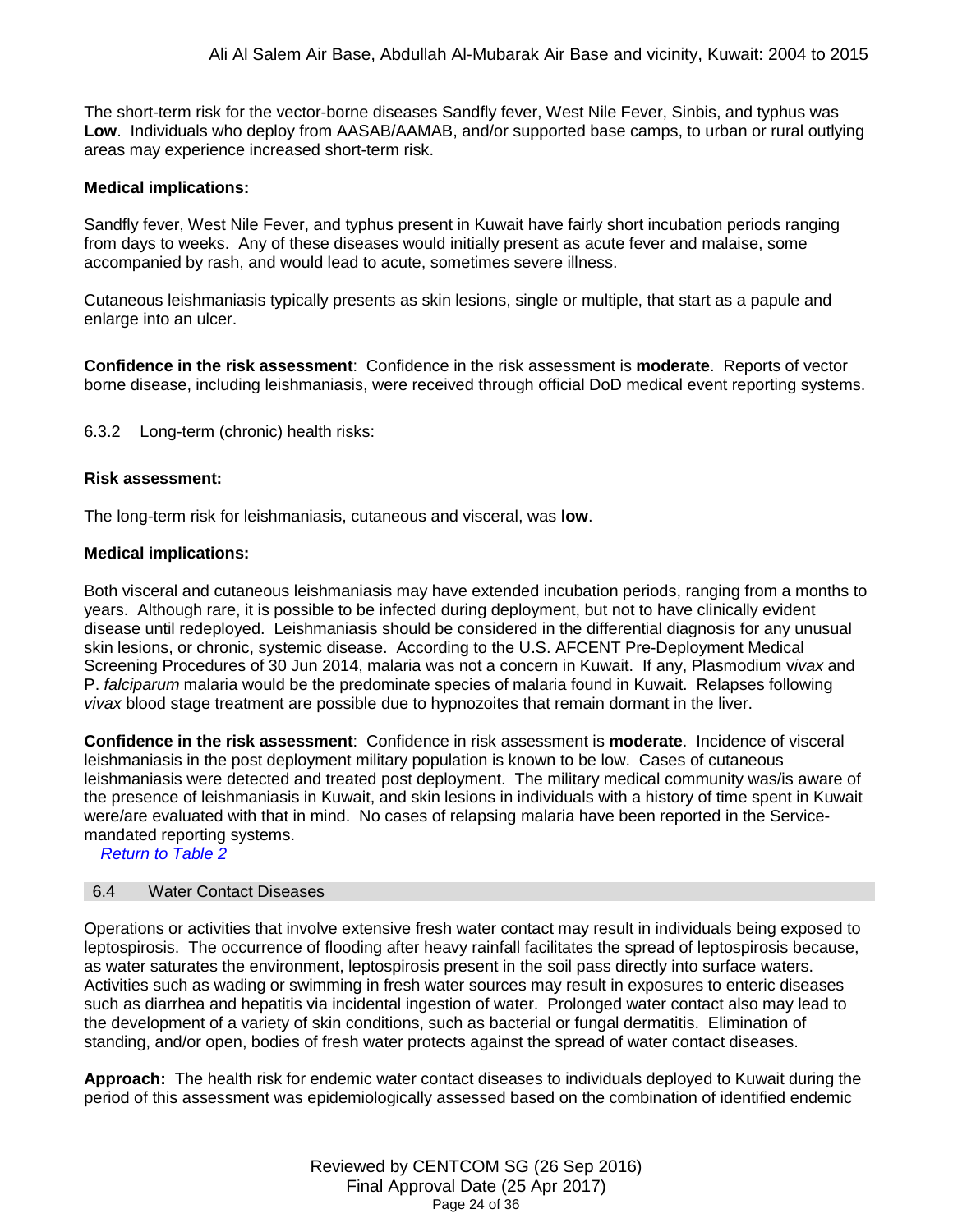The short-term risk for the vector-borne diseases Sandfly fever, West Nile Fever, Sinbis, and typhus was **Low**. Individuals who deploy from AASAB/AAMAB, and/or supported base camps, to urban or rural outlying areas may experience increased short-term risk.

**Medical implications:**

Sandfly fever, West Nile Fever, and typhus present in Kuwait have fairly short incubation periods ranging from days to weeks. Any of these diseases would initially present as acute fever and malaise, some accompanied by rash, and would lead to acute, sometimes severe illness.

Cutaneous leishmaniasis typically presents as skin lesions, single or multiple, that start as a papule and enlarge into an ulcer.

**Confidence in the risk assessment**: Confidence in the risk assessment is **moderate**. Reports of vector borne disease, including leishmaniasis, were received through official DoD medical event reporting systems.

#### 6.3.2 Long-term (chronic) health risks:

**Risk assessment:**

The long-term risk for leishmaniasis, cutaneous and visceral, was **low**.

**Medical implications:**

Both visceral and cutaneous leishmaniasis may have extended incubation periods, ranging from a months to years. Although rare, it is possible to be infected during deployment, but not to have clinically evident disease until redeployed. Leishmaniasis should be considered in the differential diagnosis for any unusual skin lesions, or chronic, systemic disease. According to the U.S. AFCENT Pre-Deployment Medical Screening Procedures of 30 Jun 2014, malaria was not a concern in Kuwait. If any, Plasmodium v*ivax* and P. *falciparum* malaria would be the predominate species of malaria found in Kuwait. Relapses following *vivax* blood stage treatment are possible due to hypnozoites that remain dormant in the liver.

**Confidence in the risk assessment**: Confidence in risk assessment is **moderate**. Incidence of visceral leishmaniasis in the post deployment military population is known to be low. Cases of cutaneous leishmaniasis were detected and treated post deployment. The military medical community was/is aware of the presence of leishmaniasis in Kuwait, and skin lesions in individuals with a history of time spent in Kuwait were/are evaluated with that in mind. No cases of relapsing malaria have been reported in the Service-mandated reporting systems.

*Return to Table 2*

### 6.4 Water Contact Diseases

Operations or activities that involve extensive fresh water contact may result in individuals being exposed to leptospirosis. The occurrence of flooding after heavy rainfall facilitates the spread of leptospirosis because, as water saturates the environment, leptospirosis present in the soil pass directly into surface waters. Activities such as wading or swimming in fresh water sources may result in exposures to enteric diseases such as diarrhea and hepatitis via incidental ingestion of water. Prolonged water contact also may lead to the development of a variety of skin conditions, such as bacterial or fungal dermatitis. Elimination of standing, and/or open, bodies of fresh water protects against the spread of water contact diseases.

**Approach:** The health risk for endemic water contact diseases to individuals deployed to Kuwait during the period of this assessment was epidemiologically assessed based on the combination of identified endemic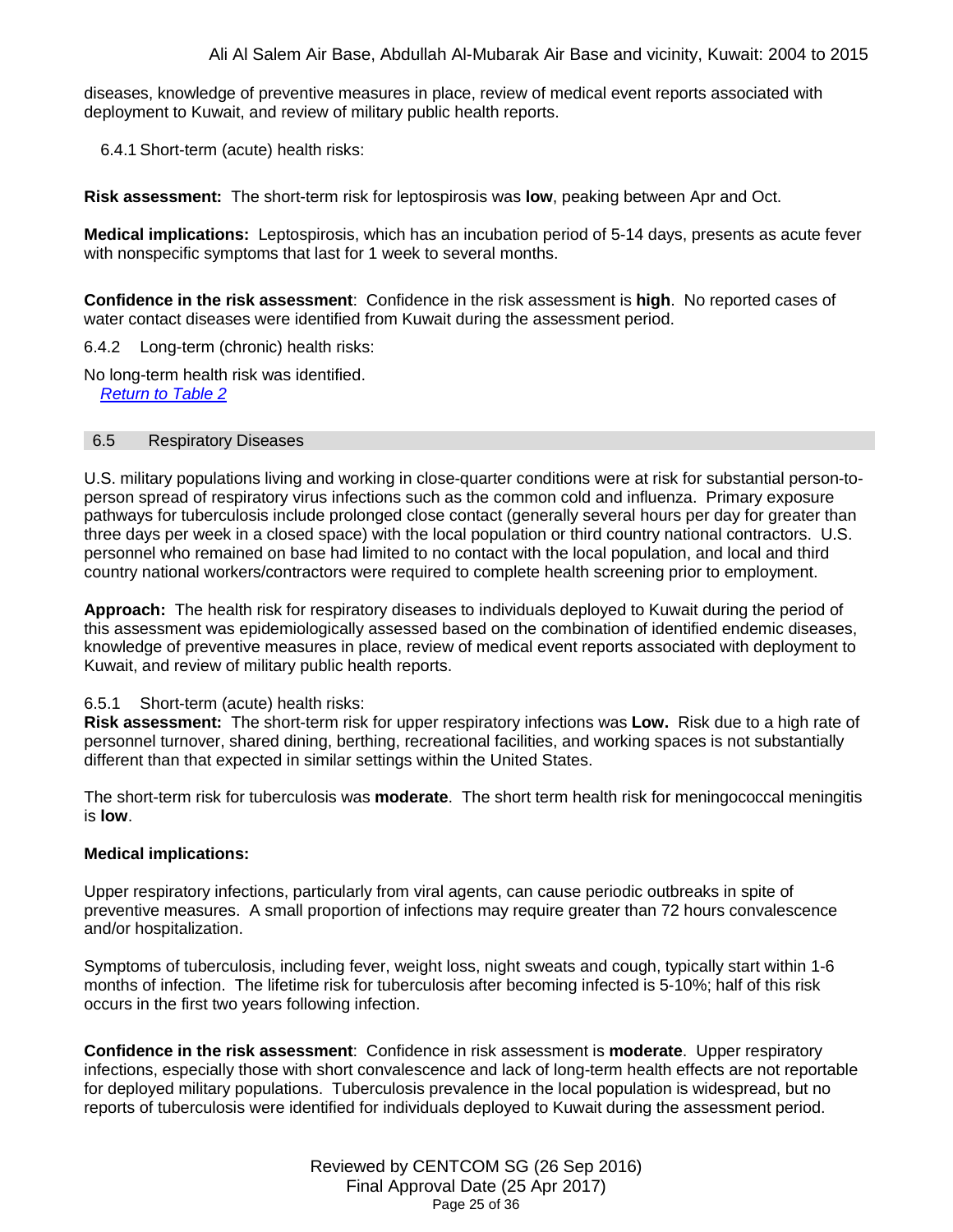diseases, knowledge of preventive measures in place, review of medical event reports associated with deployment to Kuwait, and review of military public health reports.

6.4.1 Short-term (acute) health risks:

**Risk assessment:** The short-term risk for leptospirosis was **low**, peaking between Apr and Oct.

**Medical implications:** Leptospirosis, which has an incubation period of 5-14 days, presents as acute fever with nonspecific symptoms that last for 1 week to several months.

**Confidence in the risk assessment**: Confidence in the risk assessment is **high**. No reported cases of water contact diseases were identified from Kuwait during the assessment period.

6.4.2 Long-term (chronic) health risks:

No long-term health risk was identified.
*Return to Table 2*

## 6.5 Respiratory Diseases

U.S. military populations living and working in close-quarter conditions were at risk for substantial person-to-person spread of respiratory virus infections such as the common cold and influenza. Primary exposure pathways for tuberculosis include prolonged close contact (generally several hours per day for greater than three days per week in a closed space) with the local population or third country national contractors. U.S. personnel who remained on base had limited to no contact with the local population, and local and third country national workers/contractors were required to complete health screening prior to employment.

**Approach:** The health risk for respiratory diseases to individuals deployed to Kuwait during the period of this assessment was epidemiologically assessed based on the combination of identified endemic diseases, knowledge of preventive measures in place, review of medical event reports associated with deployment to Kuwait, and review of military public health reports.

6.5.1 Short-term (acute) health risks:
**Risk assessment:** The short-term risk for upper respiratory infections was **Low.** Risk due to a high rate of personnel turnover, shared dining, berthing, recreational facilities, and working spaces is not substantially different than that expected in similar settings within the United States.

The short-term risk for tuberculosis was **moderate**. The short term health risk for meningococcal meningitis is **low**.

**Medical implications:**

Upper respiratory infections, particularly from viral agents, can cause periodic outbreaks in spite of preventive measures. A small proportion of infections may require greater than 72 hours convalescence and/or hospitalization.

Symptoms of tuberculosis, including fever, weight loss, night sweats and cough, typically start within 1-6 months of infection. The lifetime risk for tuberculosis after becoming infected is 5-10%; half of this risk occurs in the first two years following infection.

**Confidence in the risk assessment**: Confidence in risk assessment is **moderate**. Upper respiratory infections, especially those with short convalescence and lack of long-term health effects are not reportable for deployed military populations. Tuberculosis prevalence in the local population is widespread, but no reports of tuberculosis were identified for individuals deployed to Kuwait during the assessment period.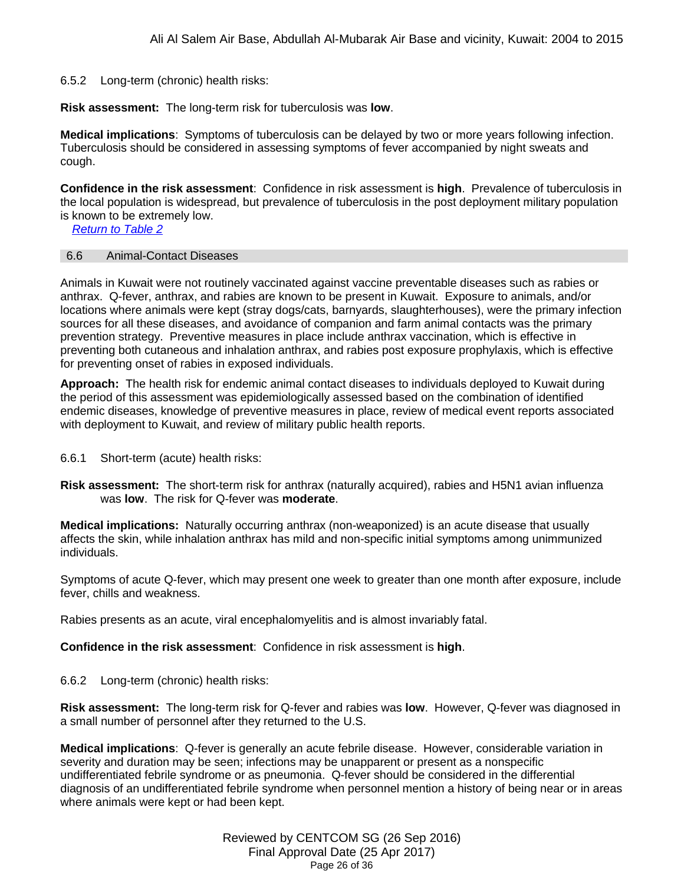#### 6.5.2 Long-term (chronic) health risks:

**Risk assessment:** The long-term risk for tuberculosis was **low**.

**Medical implications**: Symptoms of tuberculosis can be delayed by two or more years following infection. Tuberculosis should be considered in assessing symptoms of fever accompanied by night sweats and cough.

**Confidence in the risk assessment**: Confidence in risk assessment is **high**. Prevalence of tuberculosis in the local population is widespread, but prevalence of tuberculosis in the post deployment military population is known to be extremely low.

[Return to Table 2](#)

### 6.6 Animal-Contact Diseases

Animals in Kuwait were not routinely vaccinated against vaccine preventable diseases such as rabies or anthrax. Q-fever, anthrax, and rabies are known to be present in Kuwait. Exposure to animals, and/or locations where animals were kept (stray dogs/cats, barnyards, slaughterhouses), were the primary infection sources for all these diseases, and avoidance of companion and farm animal contacts was the primary prevention strategy. Preventive measures in place include anthrax vaccination, which is effective in preventing both cutaneous and inhalation anthrax, and rabies post exposure prophylaxis, which is effective for preventing onset of rabies in exposed individuals.

**Approach:** The health risk for endemic animal contact diseases to individuals deployed to Kuwait during the period of this assessment was epidemiologically assessed based on the combination of identified endemic diseases, knowledge of preventive measures in place, review of medical event reports associated with deployment to Kuwait, and review of military public health reports.

#### 6.6.1 Short-term (acute) health risks:

**Risk assessment:** The short-term risk for anthrax (naturally acquired), rabies and H5N1 avian influenza was **low**. The risk for Q-fever was **moderate**.

**Medical implications:** Naturally occurring anthrax (non-weaponized) is an acute disease that usually affects the skin, while inhalation anthrax has mild and non-specific initial symptoms among unimmunized individuals.

Symptoms of acute Q-fever, which may present one week to greater than one month after exposure, include fever, chills and weakness.

Rabies presents as an acute, viral encephalomyelitis and is almost invariably fatal.

**Confidence in the risk assessment**: Confidence in risk assessment is **high**.

#### 6.6.2 Long-term (chronic) health risks:

**Risk assessment:** The long-term risk for Q-fever and rabies was **low**. However, Q-fever was diagnosed in a small number of personnel after they returned to the U.S.

**Medical implications**: Q-fever is generally an acute febrile disease. However, considerable variation in severity and duration may be seen; infections may be unapparent or present as a nonspecific undifferentiated febrile syndrome or as pneumonia. Q-fever should be considered in the differential diagnosis of an undifferentiated febrile syndrome when personnel mention a history of being near or in areas where animals were kept or had been kept.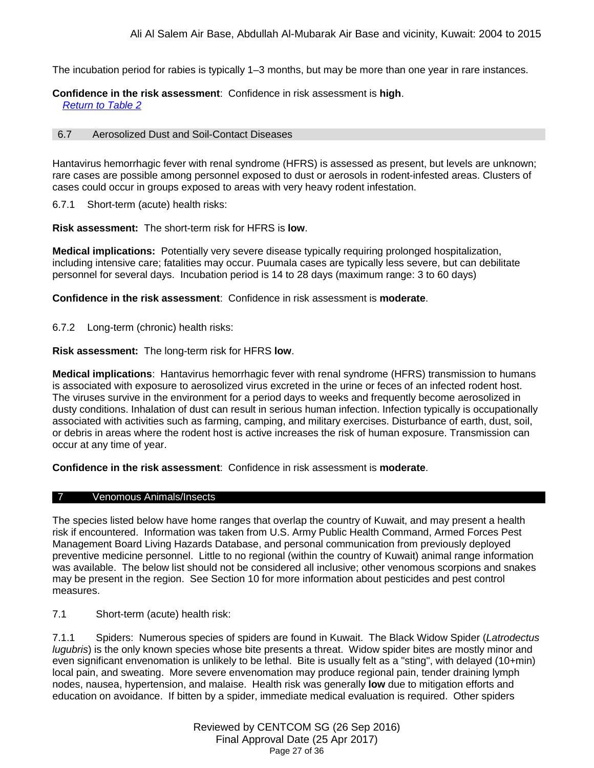The incubation period for rabies is typically 1–3 months, but may be more than one year in rare instances.

**Confidence in the risk assessment**: Confidence in risk assessment is **high**.
[Return to Table 2](#)

## 6.7 Aerosolized Dust and Soil-Contact Diseases

Hantavirus hemorrhagic fever with renal syndrome (HFRS) is assessed as present, but levels are unknown; rare cases are possible among personnel exposed to dust or aerosols in rodent-infested areas. Clusters of cases could occur in groups exposed to areas with very heavy rodent infestation.

### 6.7.1 Short-term (acute) health risks:

**Risk assessment:** The short-term risk for HFRS is **low**.

**Medical implications:** Potentially very severe disease typically requiring prolonged hospitalization, including intensive care; fatalities may occur. Puumala cases are typically less severe, but can debilitate personnel for several days. Incubation period is 14 to 28 days (maximum range: 3 to 60 days)

**Confidence in the risk assessment**: Confidence in risk assessment is **moderate**.

### 6.7.2 Long-term (chronic) health risks:

**Risk assessment:** The long-term risk for HFRS **low**.

**Medical implications**: Hantavirus hemorrhagic fever with renal syndrome (HFRS) transmission to humans is associated with exposure to aerosolized virus excreted in the urine or feces of an infected rodent host. The viruses survive in the environment for a period days to weeks and frequently become aerosolized in dusty conditions. Inhalation of dust can result in serious human infection. Infection typically is occupationally associated with activities such as farming, camping, and military exercises. Disturbance of earth, dust, soil, or debris in areas where the rodent host is active increases the risk of human exposure. Transmission can occur at any time of year.

**Confidence in the risk assessment**: Confidence in risk assessment is **moderate**.

# 7 Venomous Animals/Insects

The species listed below have home ranges that overlap the country of Kuwait, and may present a health risk if encountered. Information was taken from U.S. Army Public Health Command, Armed Forces Pest Management Board Living Hazards Database, and personal communication from previously deployed preventive medicine personnel. Little to no regional (within the country of Kuwait) animal range information was available. The below list should not be considered all inclusive; other venomous scorpions and snakes may be present in the region. See Section 10 for more information about pesticides and pest control measures.

## 7.1 Short-term (acute) health risk:

7.1.1 Spiders: Numerous species of spiders are found in Kuwait. The Black Widow Spider (*Latrodectus lugubris*) is the only known species whose bite presents a threat. Widow spider bites are mostly minor and even significant envenomation is unlikely to be lethal. Bite is usually felt as a "sting", with delayed (10+min) local pain, and sweating. More severe envenomation may produce regional pain, tender draining lymph nodes, nausea, hypertension, and malaise. Health risk was generally **low** due to mitigation efforts and education on avoidance. If bitten by a spider, immediate medical evaluation is required. Other spiders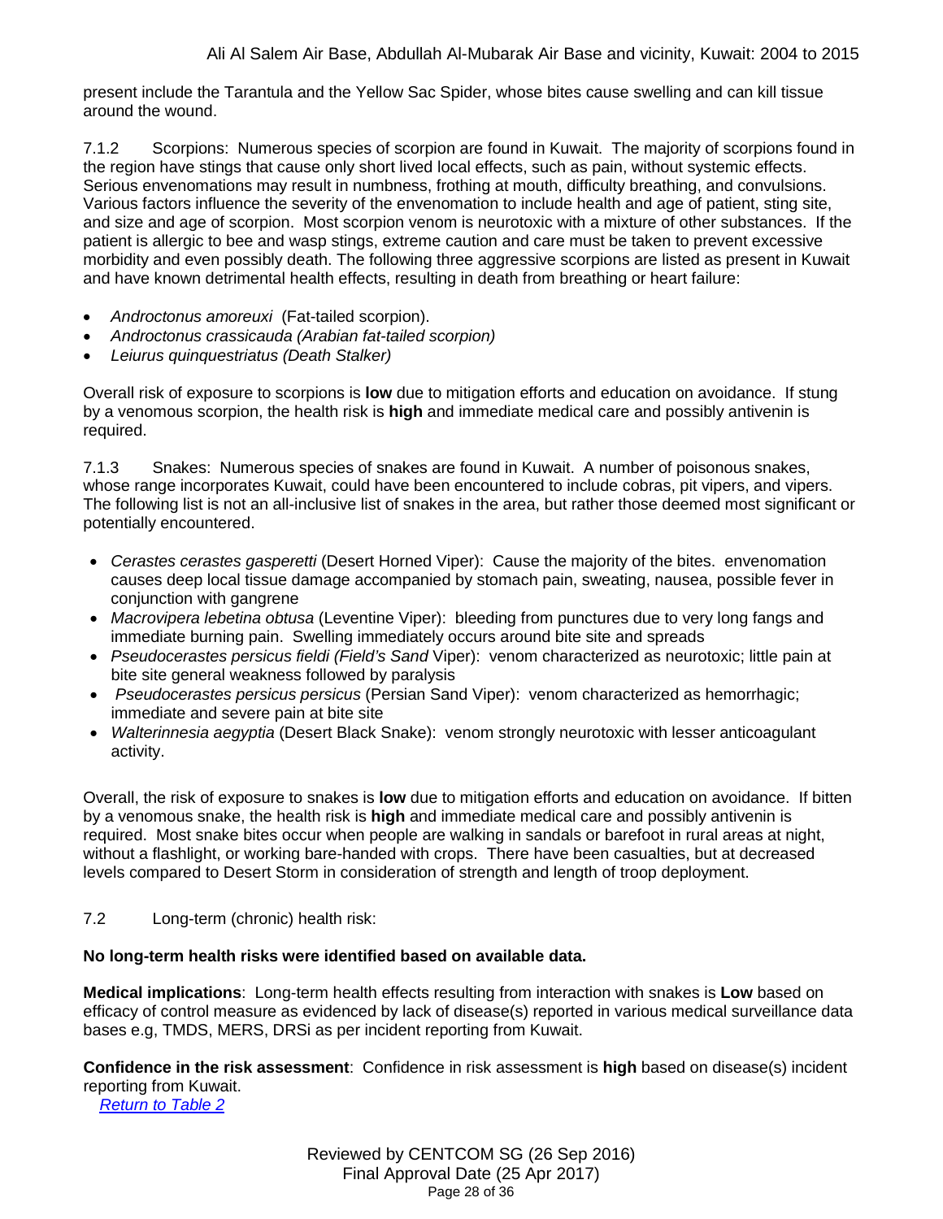present include the Tarantula and the Yellow Sac Spider, whose bites cause swelling and can kill tissue around the wound.

7.1.2 Scorpions: Numerous species of scorpion are found in Kuwait. The majority of scorpions found in the region have stings that cause only short lived local effects, such as pain, without systemic effects. Serious envenomations may result in numbness, frothing at mouth, difficulty breathing, and convulsions. Various factors influence the severity of the envenomation to include health and age of patient, sting site, and size and age of scorpion. Most scorpion venom is neurotoxic with a mixture of other substances. If the patient is allergic to bee and wasp stings, extreme caution and care must be taken to prevent excessive morbidity and even possibly death. The following three aggressive scorpions are listed as present in Kuwait and have known detrimental health effects, resulting in death from breathing or heart failure:

- *Androctonus amoreuxi* (Fat-tailed scorpion).
- *Androctonus crassicauda (Arabian fat-tailed scorpion)*
- *Leiurus quinquestriatus (Death Stalker)*

Overall risk of exposure to scorpions is **low** due to mitigation efforts and education on avoidance. If stung by a venomous scorpion, the health risk is **high** and immediate medical care and possibly antivenin is required.

7.1.3 Snakes: Numerous species of snakes are found in Kuwait. A number of poisonous snakes, whose range incorporates Kuwait, could have been encountered to include cobras, pit vipers, and vipers. The following list is not an all-inclusive list of snakes in the area, but rather those deemed most significant or potentially encountered.

- *Cerastes cerastes gasperetti* (Desert Horned Viper): Cause the majority of the bites. envenomation causes deep local tissue damage accompanied by stomach pain, sweating, nausea, possible fever in conjunction with gangrene
- *Macrovipera lebetina obtusa* (Leventine Viper): bleeding from punctures due to very long fangs and immediate burning pain. Swelling immediately occurs around bite site and spreads
- *Pseudocerastes persicus fieldi (Field's Sand* Viper): venom characterized as neurotoxic; little pain at bite site general weakness followed by paralysis
- *Pseudocerastes persicus persicus* (Persian Sand Viper): venom characterized as hemorrhagic; immediate and severe pain at bite site
- *Walterinnesia aegyptia* (Desert Black Snake): venom strongly neurotoxic with lesser anticoagulant activity.

Overall, the risk of exposure to snakes is **low** due to mitigation efforts and education on avoidance. If bitten by a venomous snake, the health risk is **high** and immediate medical care and possibly antivenin is required. Most snake bites occur when people are walking in sandals or barefoot in rural areas at night, without a flashlight, or working bare-handed with crops. There have been casualties, but at decreased levels compared to Desert Storm in consideration of strength and length of troop deployment.

7.2 Long-term (chronic) health risk:

**No long-term health risks were identified based on available data.**

**Medical implications**: Long-term health effects resulting from interaction with snakes is **Low** based on efficacy of control measure as evidenced by lack of disease(s) reported in various medical surveillance data bases e.g, TMDS, MERS, DRSi as per incident reporting from Kuwait.

**Confidence in the risk assessment**: Confidence in risk assessment is **high** based on disease(s) incident reporting from Kuwait.

Return to Table 2

Reviewed by CENTCOM SG (26 Sep 2016)
Final Approval Date (25 Apr 2017)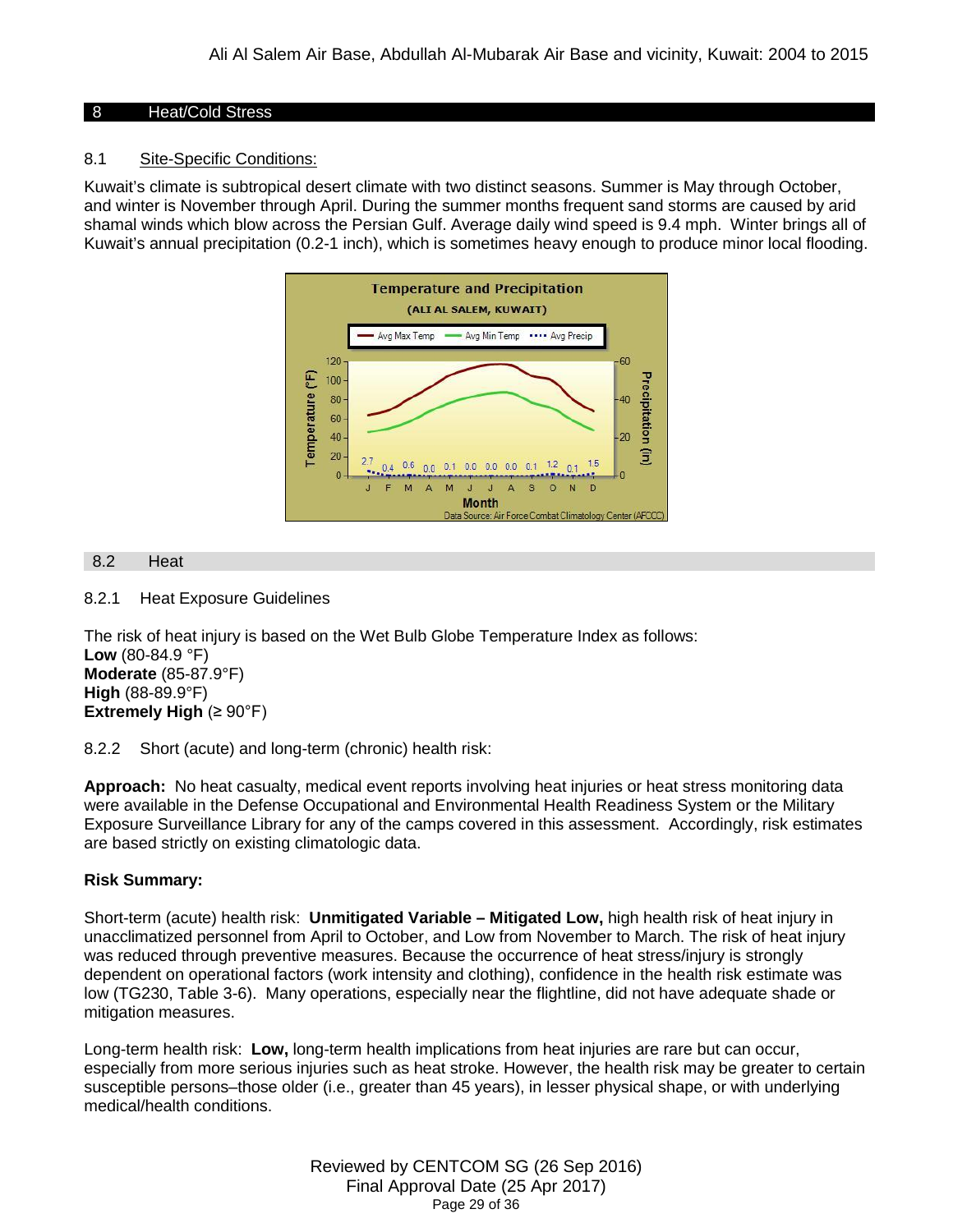## 8 Heat/Cold Stress

### 8.1 Site-Specific Conditions:

Kuwait's climate is subtropical desert climate with two distinct seasons. Summer is May through October, and winter is November through April. During the summer months frequent sand storms are caused by arid shamal winds which blow across the Persian Gulf. Average daily wind speed is 9.4 mph. Winter brings all of Kuwait's annual precipitation (0.2-1 inch), which is sometimes heavy enough to produce minor local flooding.

## 8.2 Heat

### 8.2.1 Heat Exposure Guidelines

The risk of heat injury is based on the Wet Bulb Globe Temperature Index as follows:
**Low** (80-84.9 °F)
**Moderate** (85-87.9°F)
**High** (88-89.9°F)
**Extremely High** (≥ 90°F)

### 8.2.2 Short (acute) and long-term (chronic) health risk:

**Approach:** No heat casualty, medical event reports involving heat injuries or heat stress monitoring data were available in the Defense Occupational and Environmental Health Readiness System or the Military Exposure Surveillance Library for any of the camps covered in this assessment. Accordingly, risk estimates are based strictly on existing climatologic data.

**Risk Summary:**

Short-term (acute) health risk: **Unmitigated Variable – Mitigated Low,** high health risk of heat injury in unacclimatized personnel from April to October, and Low from November to March. The risk of heat injury was reduced through preventive measures. Because the occurrence of heat stress/injury is strongly dependent on operational factors (work intensity and clothing), confidence in the health risk estimate was low (TG230, Table 3-6). Many operations, especially near the flightline, did not have adequate shade or mitigation measures.

Long-term health risk: **Low,** long-term health implications from heat injuries are rare but can occur, especially from more serious injuries such as heat stroke. However, the health risk may be greater to certain susceptible persons–those older (i.e., greater than 45 years), in lesser physical shape, or with underlying medical/health conditions.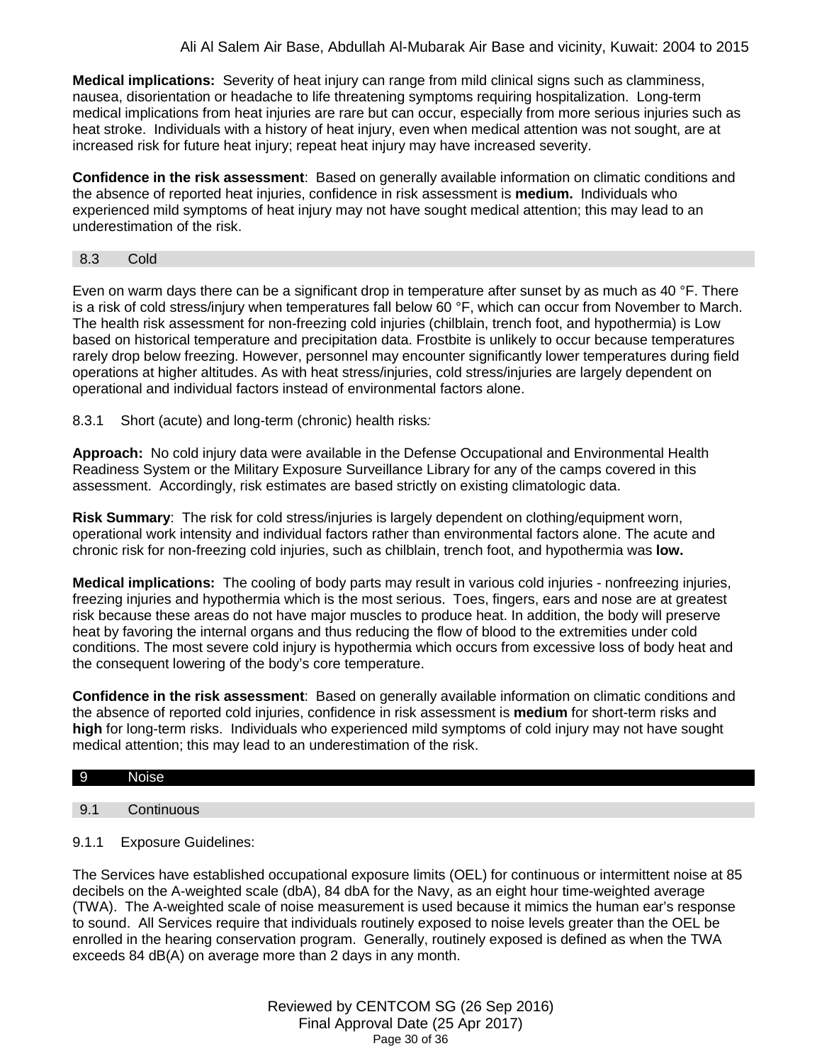**Medical implications:** Severity of heat injury can range from mild clinical signs such as clamminess, nausea, disorientation or headache to life threatening symptoms requiring hospitalization. Long-term medical implications from heat injuries are rare but can occur, especially from more serious injuries such as heat stroke. Individuals with a history of heat injury, even when medical attention was not sought, are at increased risk for future heat injury; repeat heat injury may have increased severity.

**Confidence in the risk assessment**: Based on generally available information on climatic conditions and the absence of reported heat injuries, confidence in risk assessment is **medium.** Individuals who experienced mild symptoms of heat injury may not have sought medical attention; this may lead to an underestimation of the risk.

### 8.3 Cold

Even on warm days there can be a significant drop in temperature after sunset by as much as 40 °F. There is a risk of cold stress/injury when temperatures fall below 60 °F, which can occur from November to March. The health risk assessment for non-freezing cold injuries (chilblain, trench foot, and hypothermia) is Low based on historical temperature and precipitation data. Frostbite is unlikely to occur because temperatures rarely drop below freezing. However, personnel may encounter significantly lower temperatures during field operations at higher altitudes. As with heat stress/injuries, cold stress/injuries are largely dependent on operational and individual factors instead of environmental factors alone.

#### 8.3.1 Short (acute) and long-term (chronic) health risks*:*

**Approach:** No cold injury data were available in the Defense Occupational and Environmental Health Readiness System or the Military Exposure Surveillance Library for any of the camps covered in this assessment. Accordingly, risk estimates are based strictly on existing climatologic data.

**Risk Summary**: The risk for cold stress/injuries is largely dependent on clothing/equipment worn, operational work intensity and individual factors rather than environmental factors alone. The acute and chronic risk for non-freezing cold injuries, such as chilblain, trench foot, and hypothermia was **low.**

**Medical implications:** The cooling of body parts may result in various cold injuries - nonfreezing injuries, freezing injuries and hypothermia which is the most serious. Toes, fingers, ears and nose are at greatest risk because these areas do not have major muscles to produce heat. In addition, the body will preserve heat by favoring the internal organs and thus reducing the flow of blood to the extremities under cold conditions. The most severe cold injury is hypothermia which occurs from excessive loss of body heat and the consequent lowering of the body's core temperature.

**Confidence in the risk assessment**: Based on generally available information on climatic conditions and the absence of reported cold injuries, confidence in risk assessment is **medium** for short-term risks and **high** for long-term risks. Individuals who experienced mild symptoms of cold injury may not have sought medical attention; this may lead to an underestimation of the risk.

## 9 Noise

### 9.1 Continuous

#### 9.1.1 Exposure Guidelines:

The Services have established occupational exposure limits (OEL) for continuous or intermittent noise at 85 decibels on the A-weighted scale (dbA), 84 dbA for the Navy, as an eight hour time-weighted average (TWA). The A-weighted scale of noise measurement is used because it mimics the human ear's response to sound. All Services require that individuals routinely exposed to noise levels greater than the OEL be enrolled in the hearing conservation program. Generally, routinely exposed is defined as when the TWA exceeds 84 dB(A) on average more than 2 days in any month.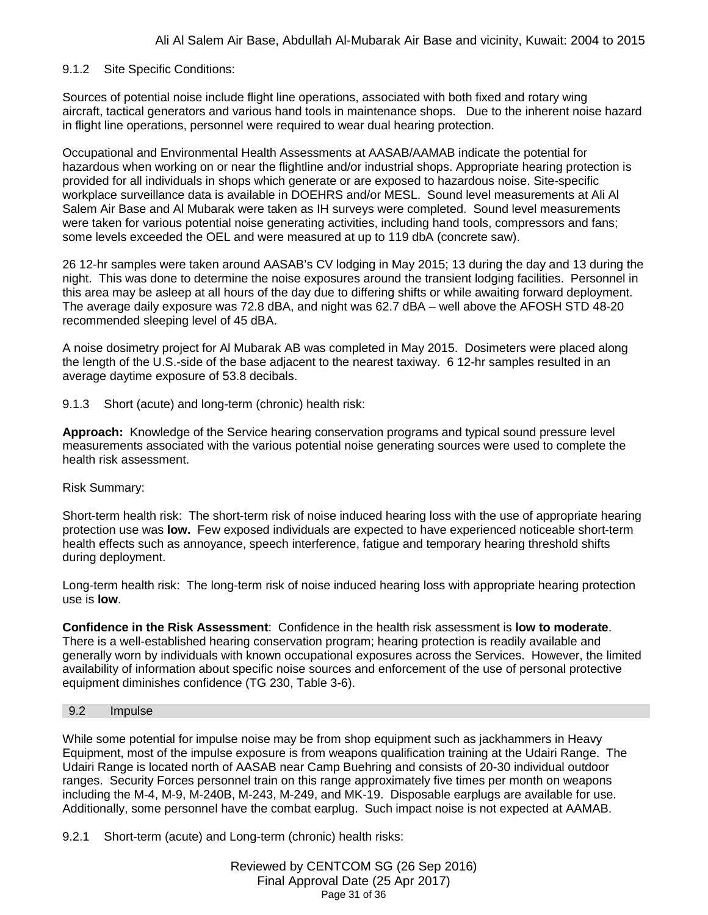### 9.1.2 Site Specific Conditions:

Sources of potential noise include flight line operations, associated with both fixed and rotary wing aircraft, tactical generators and various hand tools in maintenance shops. Due to the inherent noise hazard in flight line operations, personnel were required to wear dual hearing protection.

Occupational and Environmental Health Assessments at AASAB/AAMAB indicate the potential for hazardous when working on or near the flightline and/or industrial shops. Appropriate hearing protection is provided for all individuals in shops which generate or are exposed to hazardous noise. Site-specific workplace surveillance data is available in DOEHRS and/or MESL. Sound level measurements at Ali Al Salem Air Base and Al Mubarak were taken as IH surveys were completed. Sound level measurements were taken for various potential noise generating activities, including hand tools, compressors and fans; some levels exceeded the OEL and were measured at up to 119 dbA (concrete saw).

26 12-hr samples were taken around AASAB's CV lodging in May 2015; 13 during the day and 13 during the night. This was done to determine the noise exposures around the transient lodging facilities. Personnel in this area may be asleep at all hours of the day due to differing shifts or while awaiting forward deployment. The average daily exposure was 72.8 dBA, and night was 62.7 dBA – well above the AFOSH STD 48-20 recommended sleeping level of 45 dBA.

A noise dosimetry project for Al Mubarak AB was completed in May 2015. Dosimeters were placed along the length of the U.S.-side of the base adjacent to the nearest taxiway. 6 12-hr samples resulted in an average daytime exposure of 53.8 decibals.

### 9.1.3 Short (acute) and long-term (chronic) health risk:

**Approach:** Knowledge of the Service hearing conservation programs and typical sound pressure level measurements associated with the various potential noise generating sources were used to complete the health risk assessment.

Risk Summary:

Short-term health risk: The short-term risk of noise induced hearing loss with the use of appropriate hearing protection use was **low.** Few exposed individuals are expected to have experienced noticeable short-term health effects such as annoyance, speech interference, fatigue and temporary hearing threshold shifts during deployment.

Long-term health risk: The long-term risk of noise induced hearing loss with appropriate hearing protection use is **low**.

**Confidence in the Risk Assessment**: Confidence in the health risk assessment is **low to moderate**. There is a well-established hearing conservation program; hearing protection is readily available and generally worn by individuals with known occupational exposures across the Services. However, the limited availability of information about specific noise sources and enforcement of the use of personal protective equipment diminishes confidence (TG 230, Table 3-6).

## 9.2 Impulse

While some potential for impulse noise may be from shop equipment such as jackhammers in Heavy Equipment, most of the impulse exposure is from weapons qualification training at the Udairi Range. The Udairi Range is located north of AASAB near Camp Buehring and consists of 20-30 individual outdoor ranges. Security Forces personnel train on this range approximately five times per month on weapons including the M-4, M-9, M-240B, M-243, M-249, and MK-19. Disposable earplugs are available for use. Additionally, some personnel have the combat earplug. Such impact noise is not expected at AAMAB.

### 9.2.1 Short-term (acute) and Long-term (chronic) health risks: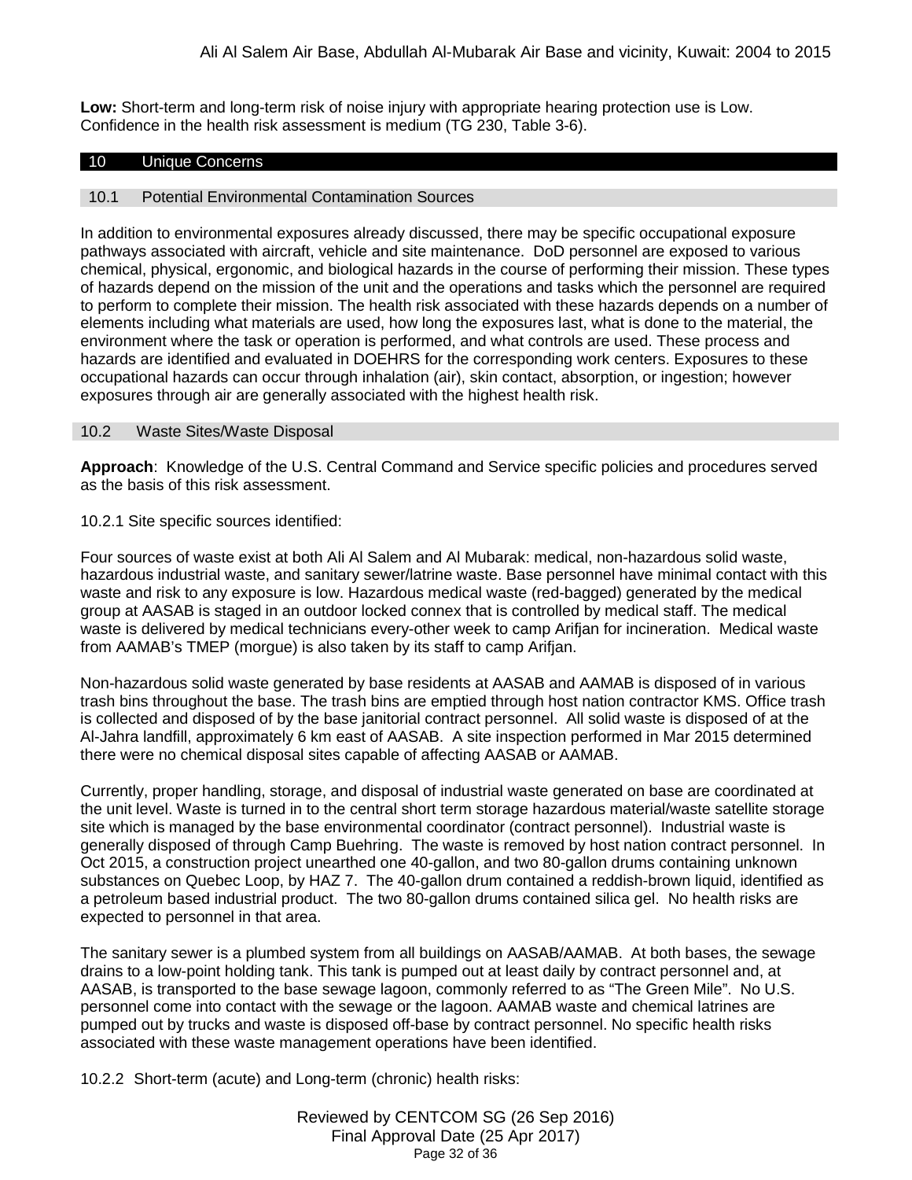**Low:** Short-term and long-term risk of noise injury with appropriate hearing protection use is Low. Confidence in the health risk assessment is medium (TG 230, Table 3-6).

## 10 Unique Concerns

### 10.1 Potential Environmental Contamination Sources

In addition to environmental exposures already discussed, there may be specific occupational exposure pathways associated with aircraft, vehicle and site maintenance. DoD personnel are exposed to various chemical, physical, ergonomic, and biological hazards in the course of performing their mission. These types of hazards depend on the mission of the unit and the operations and tasks which the personnel are required to perform to complete their mission. The health risk associated with these hazards depends on a number of elements including what materials are used, how long the exposures last, what is done to the material, the environment where the task or operation is performed, and what controls are used. These process and hazards are identified and evaluated in DOEHRS for the corresponding work centers. Exposures to these occupational hazards can occur through inhalation (air), skin contact, absorption, or ingestion; however exposures through air are generally associated with the highest health risk.

### 10.2 Waste Sites/Waste Disposal

**Approach**: Knowledge of the U.S. Central Command and Service specific policies and procedures served as the basis of this risk assessment.

10.2.1 Site specific sources identified:

Four sources of waste exist at both Ali Al Salem and Al Mubarak: medical, non-hazardous solid waste, hazardous industrial waste, and sanitary sewer/latrine waste. Base personnel have minimal contact with this waste and risk to any exposure is low. Hazardous medical waste (red-bagged) generated by the medical group at AASAB is staged in an outdoor locked connex that is controlled by medical staff. The medical waste is delivered by medical technicians every-other week to camp Arifjan for incineration. Medical waste from AAMAB's TMEP (morgue) is also taken by its staff to camp Arifjan.

Non-hazardous solid waste generated by base residents at AASAB and AAMAB is disposed of in various trash bins throughout the base. The trash bins are emptied through host nation contractor KMS. Office trash is collected and disposed of by the base janitorial contract personnel. All solid waste is disposed of at the Al-Jahra landfill, approximately 6 km east of AASAB. A site inspection performed in Mar 2015 determined there were no chemical disposal sites capable of affecting AASAB or AAMAB.

Currently, proper handling, storage, and disposal of industrial waste generated on base are coordinated at the unit level. Waste is turned in to the central short term storage hazardous material/waste satellite storage site which is managed by the base environmental coordinator (contract personnel). Industrial waste is generally disposed of through Camp Buehring. The waste is removed by host nation contract personnel. In Oct 2015, a construction project unearthed one 40-gallon, and two 80-gallon drums containing unknown substances on Quebec Loop, by HAZ 7. The 40-gallon drum contained a reddish-brown liquid, identified as a petroleum based industrial product. The two 80-gallon drums contained silica gel. No health risks are expected to personnel in that area.

The sanitary sewer is a plumbed system from all buildings on AASAB/AAMAB. At both bases, the sewage drains to a low-point holding tank. This tank is pumped out at least daily by contract personnel and, at AASAB, is transported to the base sewage lagoon, commonly referred to as "The Green Mile". No U.S. personnel come into contact with the sewage or the lagoon. AAMAB waste and chemical latrines are pumped out by trucks and waste is disposed off-base by contract personnel. No specific health risks associated with these waste management operations have been identified.

10.2.2 Short-term (acute) and Long-term (chronic) health risks: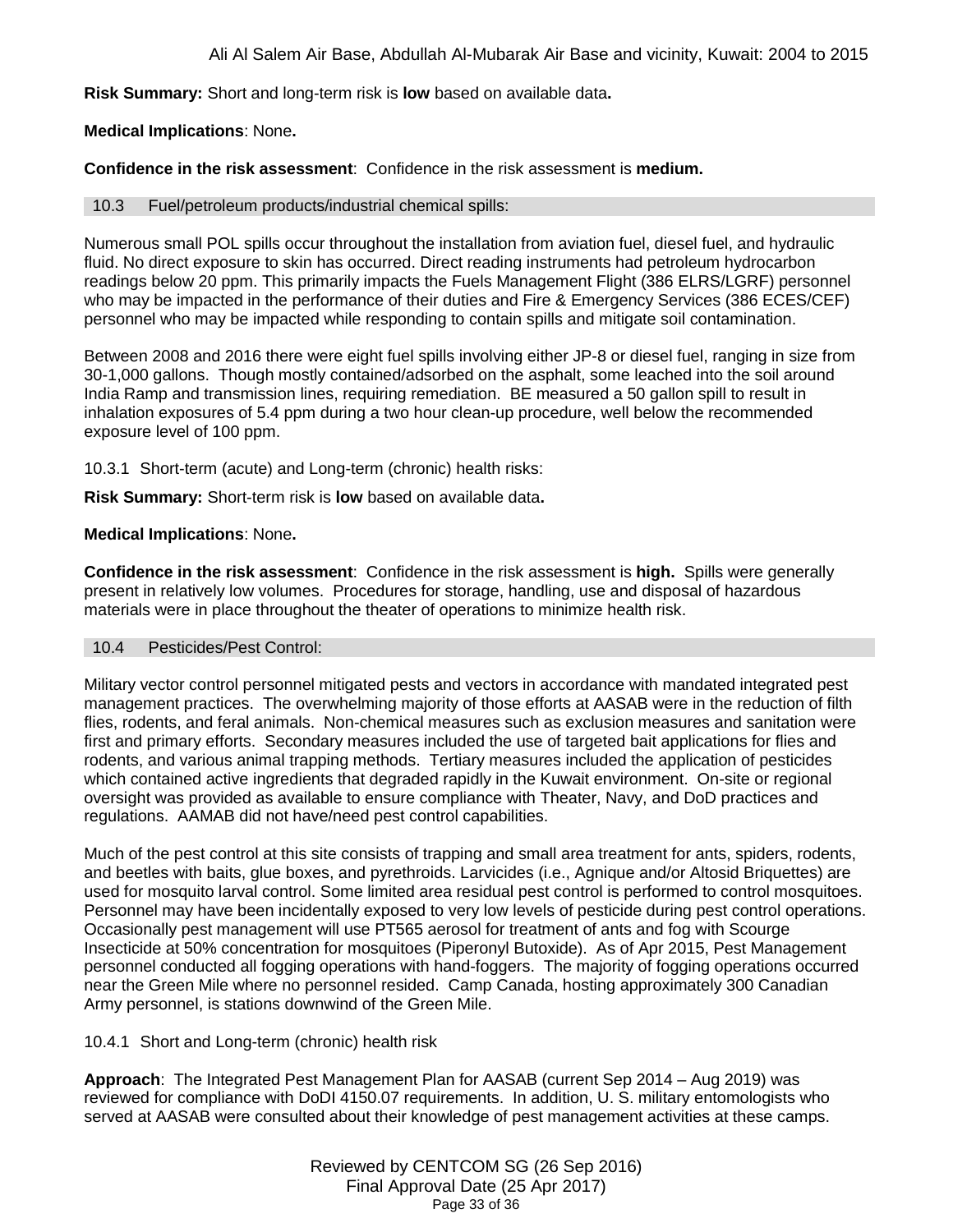**Risk Summary:** Short and long-term risk is **low** based on available data**.**

**Medical Implications**: None**.**

**Confidence in the risk assessment**: Confidence in the risk assessment is **medium.**

### 10.3 Fuel/petroleum products/industrial chemical spills:

Numerous small POL spills occur throughout the installation from aviation fuel, diesel fuel, and hydraulic fluid. No direct exposure to skin has occurred. Direct reading instruments had petroleum hydrocarbon readings below 20 ppm. This primarily impacts the Fuels Management Flight (386 ELRS/LGRF) personnel who may be impacted in the performance of their duties and Fire & Emergency Services (386 ECES/CEF) personnel who may be impacted while responding to contain spills and mitigate soil contamination.

Between 2008 and 2016 there were eight fuel spills involving either JP-8 or diesel fuel, ranging in size from 30-1,000 gallons. Though mostly contained/adsorbed on the asphalt, some leached into the soil around India Ramp and transmission lines, requiring remediation. BE measured a 50 gallon spill to result in inhalation exposures of 5.4 ppm during a two hour clean-up procedure, well below the recommended exposure level of 100 ppm.

10.3.1 Short-term (acute) and Long-term (chronic) health risks:

**Risk Summary:** Short-term risk is **low** based on available data**.**

**Medical Implications**: None**.**

**Confidence in the risk assessment**: Confidence in the risk assessment is **high.** Spills were generally present in relatively low volumes. Procedures for storage, handling, use and disposal of hazardous materials were in place throughout the theater of operations to minimize health risk.

### 10.4 Pesticides/Pest Control:

Military vector control personnel mitigated pests and vectors in accordance with mandated integrated pest management practices. The overwhelming majority of those efforts at AASAB were in the reduction of filth flies, rodents, and feral animals. Non-chemical measures such as exclusion measures and sanitation were first and primary efforts. Secondary measures included the use of targeted bait applications for flies and rodents, and various animal trapping methods. Tertiary measures included the application of pesticides which contained active ingredients that degraded rapidly in the Kuwait environment. On-site or regional oversight was provided as available to ensure compliance with Theater, Navy, and DoD practices and regulations. AAMAB did not have/need pest control capabilities.

Much of the pest control at this site consists of trapping and small area treatment for ants, spiders, rodents, and beetles with baits, glue boxes, and pyrethroids. Larvicides (i.e., Agnique and/or Altosid Briquettes) are used for mosquito larval control. Some limited area residual pest control is performed to control mosquitoes. Personnel may have been incidentally exposed to very low levels of pesticide during pest control operations. Occasionally pest management will use PT565 aerosol for treatment of ants and fog with Scourge Insecticide at 50% concentration for mosquitoes (Piperonyl Butoxide). As of Apr 2015, Pest Management personnel conducted all fogging operations with hand-foggers. The majority of fogging operations occurred near the Green Mile where no personnel resided. Camp Canada, hosting approximately 300 Canadian Army personnel, is stations downwind of the Green Mile.

10.4.1 Short and Long-term (chronic) health risk

**Approach**: The Integrated Pest Management Plan for AASAB (current Sep 2014 – Aug 2019) was reviewed for compliance with DoDI 4150.07 requirements. In addition, U. S. military entomologists who served at AASAB were consulted about their knowledge of pest management activities at these camps.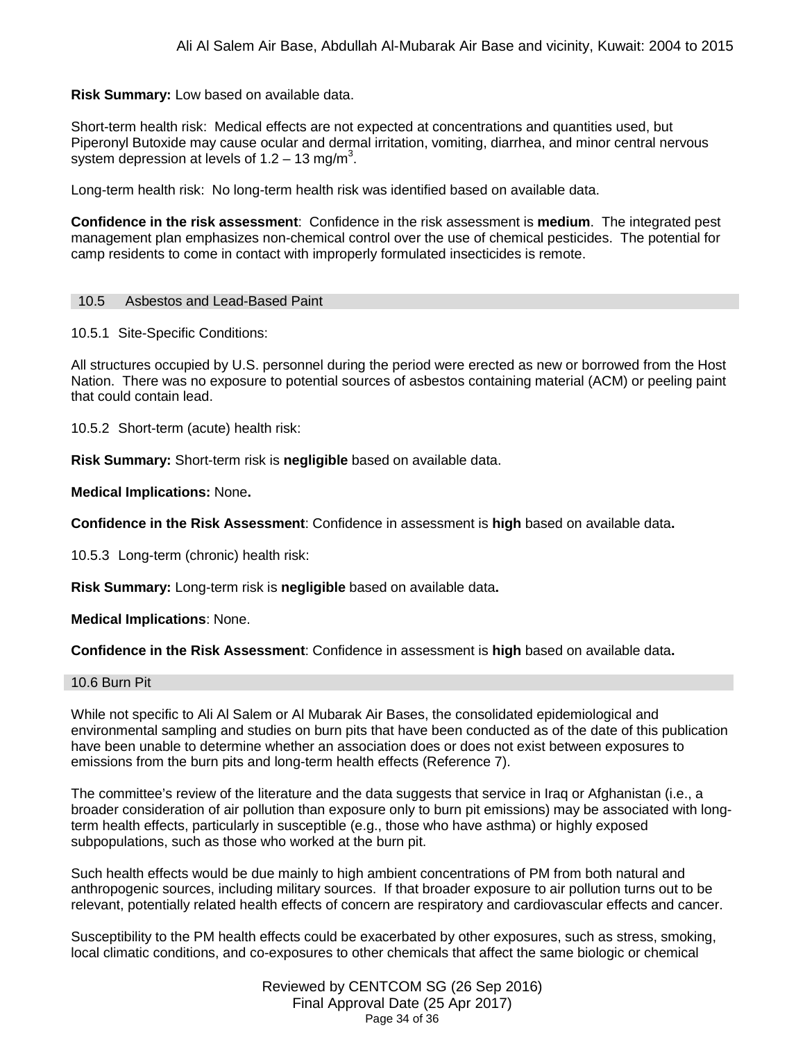**Risk Summary:** Low based on available data.

Short-term health risk: Medical effects are not expected at concentrations and quantities used, but Piperonyl Butoxide may cause ocular and dermal irritation, vomiting, diarrhea, and minor central nervous system depression at levels of 1.2 – 13 $mg/m^3$.

Long-term health risk: No long-term health risk was identified based on available data.

**Confidence in the risk assessment**: Confidence in the risk assessment is **medium**. The integrated pest management plan emphasizes non-chemical control over the use of chemical pesticides. The potential for camp residents to come in contact with improperly formulated insecticides is remote.

## 10.5 Asbestos and Lead-Based Paint

10.5.1 Site-Specific Conditions:

All structures occupied by U.S. personnel during the period were erected as new or borrowed from the Host Nation. There was no exposure to potential sources of asbestos containing material (ACM) or peeling paint that could contain lead.

10.5.2 Short-term (acute) health risk:

**Risk Summary:** Short-term risk is **negligible** based on available data.

**Medical Implications:** None**.**

**Confidence in the Risk Assessment**: Confidence in assessment is **high** based on available data**.**

10.5.3 Long-term (chronic) health risk:

**Risk Summary:** Long-term risk is **negligible** based on available data**.**

**Medical Implications**: None.

**Confidence in the Risk Assessment**: Confidence in assessment is **high** based on available data**.**

## 10.6 Burn Pit

While not specific to Ali Al Salem or Al Mubarak Air Bases, the consolidated epidemiological and environmental sampling and studies on burn pits that have been conducted as of the date of this publication have been unable to determine whether an association does or does not exist between exposures to emissions from the burn pits and long-term health effects (Reference 7).

The committee's review of the literature and the data suggests that service in Iraq or Afghanistan (i.e., a broader consideration of air pollution than exposure only to burn pit emissions) may be associated with long-term health effects, particularly in susceptible (e.g., those who have asthma) or highly exposed subpopulations, such as those who worked at the burn pit.

Such health effects would be due mainly to high ambient concentrations of PM from both natural and anthropogenic sources, including military sources. If that broader exposure to air pollution turns out to be relevant, potentially related health effects of concern are respiratory and cardiovascular effects and cancer.

Susceptibility to the PM health effects could be exacerbated by other exposures, such as stress, smoking, local climatic conditions, and co-exposures to other chemicals that affect the same biologic or chemical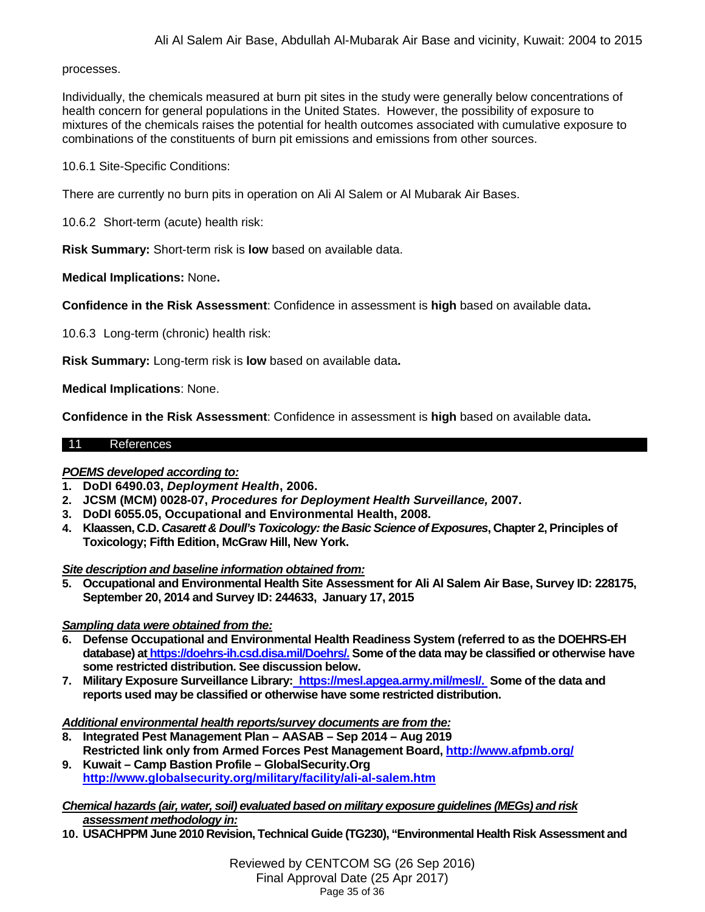processes.

Individually, the chemicals measured at burn pit sites in the study were generally below concentrations of health concern for general populations in the United States. However, the possibility of exposure to mixtures of the chemicals raises the potential for health outcomes associated with cumulative exposure to combinations of the constituents of burn pit emissions and emissions from other sources.

10.6.1 Site-Specific Conditions:

There are currently no burn pits in operation on Ali Al Salem or Al Mubarak Air Bases.

10.6.2 Short-term (acute) health risk:

**Risk Summary:** Short-term risk is **low** based on available data.

**Medical Implications:** None**.**

**Confidence in the Risk Assessment**: Confidence in assessment is **high** based on available data**.**

10.6.3 Long-term (chronic) health risk:

**Risk Summary:** Long-term risk is **low** based on available data**.**

**Medical Implications**: None.

**Confidence in the Risk Assessment**: Confidence in assessment is **high** based on available data**.**

## 11 References

***POEMS developed according to:***

1. **DoDI 6490.03, *Deployment Health*, 2006.**
2. **JCSM (MCM) 0028-07, *Procedures for Deployment Health Surveillance,* 2007.**
3. **DoDI 6055.05, Occupational and Environmental Health, 2008.**
4. **Klaassen, C.D. *Casarett & Doull's Toxicology: the Basic Science of Exposures*, Chapter 2, Principles of Toxicology; Fifth Edition, McGraw Hill, New York.**

***Site description and baseline information obtained from:***

5. **Occupational and Environmental Health Site Assessment for Ali Al Salem Air Base, Survey ID: 228175, September 20, 2014 and Survey ID: 244633, January 17, 2015**

***Sampling data were obtained from the:***

6. **Defense Occupational and Environmental Health Readiness System (referred to as the DOEHRS-EH database) at https://doehrs-ih.csd.disa.mil/Doehrs/. Some of the data may be classified or otherwise have some restricted distribution. See discussion below.**
7. **Military Exposure Surveillance Library: https://mesl.apgea.army.mil/mesl/. Some of the data and reports used may be classified or otherwise have some restricted distribution.**

***Additional environmental health reports/survey documents are from the:***

8. **Integrated Pest Management Plan – AASAB – Sep 2014 – Aug 2019**
   **Restricted link only from Armed Forces Pest Management Board, http://www.afpmb.org/**
9. **Kuwait – Camp Bastion Profile – GlobalSecurity.Org**
   **http://www.globalsecurity.org/military/facility/ali-al-salem.htm**

***Chemical hazards (air, water, soil) evaluated based on military exposure guidelines (MEGs) and risk assessment methodology in:***

10. **USACHPPM June 2010 Revision, Technical Guide (TG230), "Environmental Health Risk Assessment and**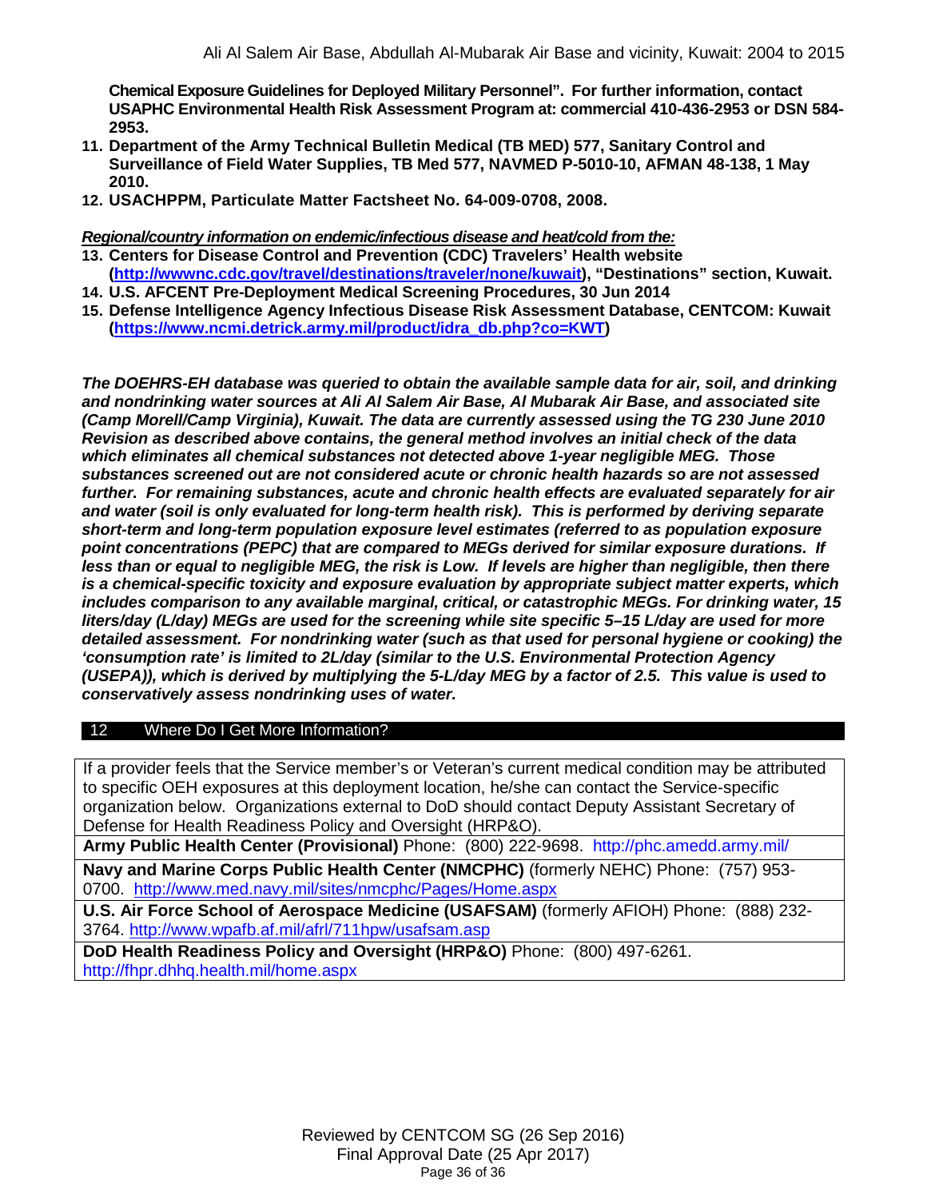**Chemical Exposure Guidelines for Deployed Military Personnel". For further information, contact USAPHC Environmental Health Risk Assessment Program at: commercial 410-436-2953 or DSN 584-2953.**

11. **Department of the Army Technical Bulletin Medical (TB MED) 577, Sanitary Control and Surveillance of Field Water Supplies, TB Med 577, NAVMED P-5010-10, AFMAN 48-138, 1 May 2010.**
12. **USACHPPM, Particulate Matter Factsheet No. 64-009-0708, 2008.**

***Regional/country information on endemic/infectious disease and heat/cold from the:***

13. **Centers for Disease Control and Prevention (CDC) Travelers' Health website (http://wwwnc.cdc.gov/travel/destinations/traveler/none/kuwait), "Destinations" section, Kuwait.**
14. **U.S. AFCENT Pre-Deployment Medical Screening Procedures, 30 Jun 2014**
15. **Defense Intelligence Agency Infectious Disease Risk Assessment Database, CENTCOM: Kuwait (https://www.ncmi.detrick.army.mil/product/idra_db.php?co=KWT)**

***The DOEHRS-EH database was queried to obtain the available sample data for air, soil, and drinking and nondrinking water sources at Ali Al Salem Air Base, Al Mubarak Air Base, and associated site (Camp Morell/Camp Virginia), Kuwait. The data are currently assessed using the TG 230 June 2010 Revision as described above contains, the general method involves an initial check of the data which eliminates all chemical substances not detected above 1-year negligible MEG. Those substances screened out are not considered acute or chronic health hazards so are not assessed further. For remaining substances, acute and chronic health effects are evaluated separately for air and water (soil is only evaluated for long-term health risk). This is performed by deriving separate short-term and long-term population exposure level estimates (referred to as population exposure point concentrations (PEPC) that are compared to MEGs derived for similar exposure durations. If less than or equal to negligible MEG, the risk is Low. If levels are higher than negligible, then there is a chemical-specific toxicity and exposure evaluation by appropriate subject matter experts, which includes comparison to any available marginal, critical, or catastrophic MEGs. For drinking water, 15 liters/day (L/day) MEGs are used for the screening while site specific 5–15 L/day are used for more detailed assessment. For nondrinking water (such as that used for personal hygiene or cooking) the 'consumption rate' is limited to 2L/day (similar to the U.S. Environmental Protection Agency (USEPA)), which is derived by multiplying the 5-L/day MEG by a factor of 2.5. This value is used to conservatively assess nondrinking uses of water.***

## 12 Where Do I Get More Information?

If a provider feels that the Service member's or Veteran's current medical condition may be attributed to specific OEH exposures at this deployment location, he/she can contact the Service-specific organization below. Organizations external to DoD should contact Deputy Assistant Secretary of Defense for Health Readiness Policy and Oversight (HRP&O).

**Army Public Health Center (Provisional)** Phone: (800) 222-9698. http://phc.amedd.army.mil/

**Navy and Marine Corps Public Health Center (NMCPHC)** (formerly NEHC) Phone: (757) 953-0700. http://www.med.navy.mil/sites/nmcphc/Pages/Home.aspx

**U.S. Air Force School of Aerospace Medicine (USAFSAM)** (formerly AFIOH) Phone: (888) 232-3764. http://www.wpafb.af.mil/afrl/711hpw/usafsam.asp

**DoD Health Readiness Policy and Oversight (HRP&O)** Phone: (800) 497-6261. http://fhpr.dhhq.health.mil/home.aspx

Reviewed by CENTCOM SG (26 Sep 2016)
Final Approval Date (25 Apr 2017)